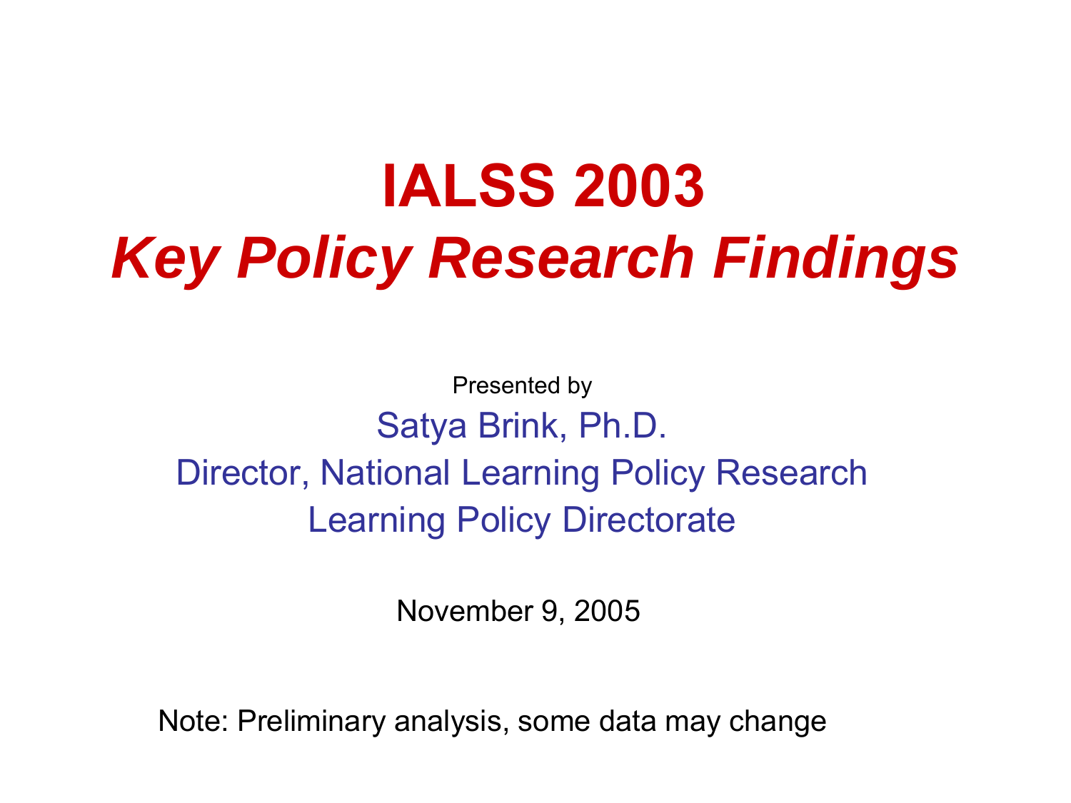# IALSS 2003

## *Key Policy Research Findings*

Presented by

Satya Brink, Ph.D.

Director, National Learning Policy Research

Learning Policy Directorate

November 9, 2005

Note: Preliminary analysis, some data may change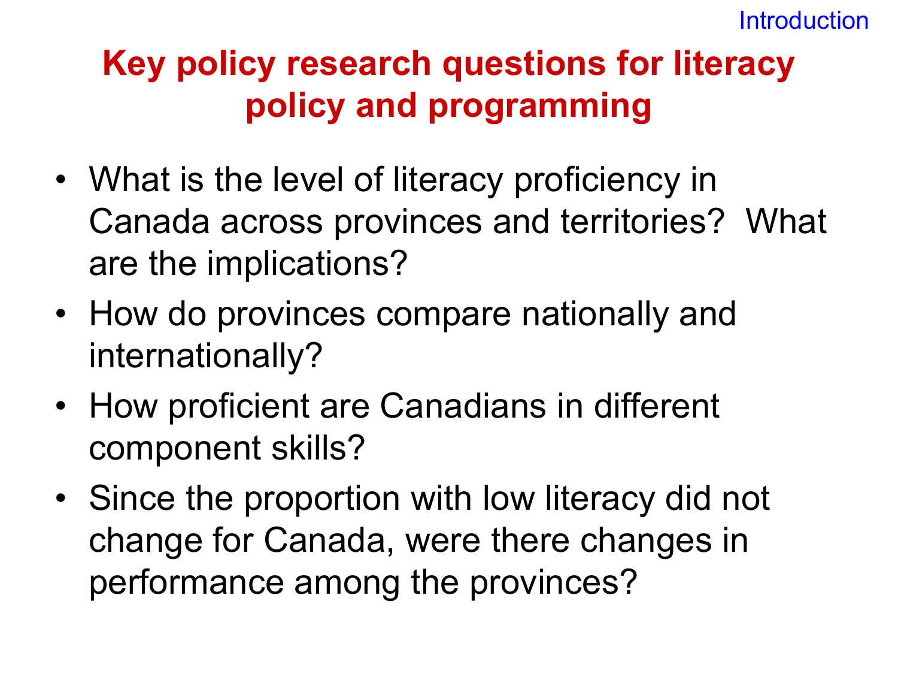Introduction

# Key policy research questions for literacy policy and programming

- What is the level of literacy proficiency in Canada across provinces and territories? What are the implications?
- How do provinces compare nationally and internationally?
- How proficient are Canadians in different component skills?
- Since the proportion with low literacy did not change for Canada, were there changes in performance among the provinces?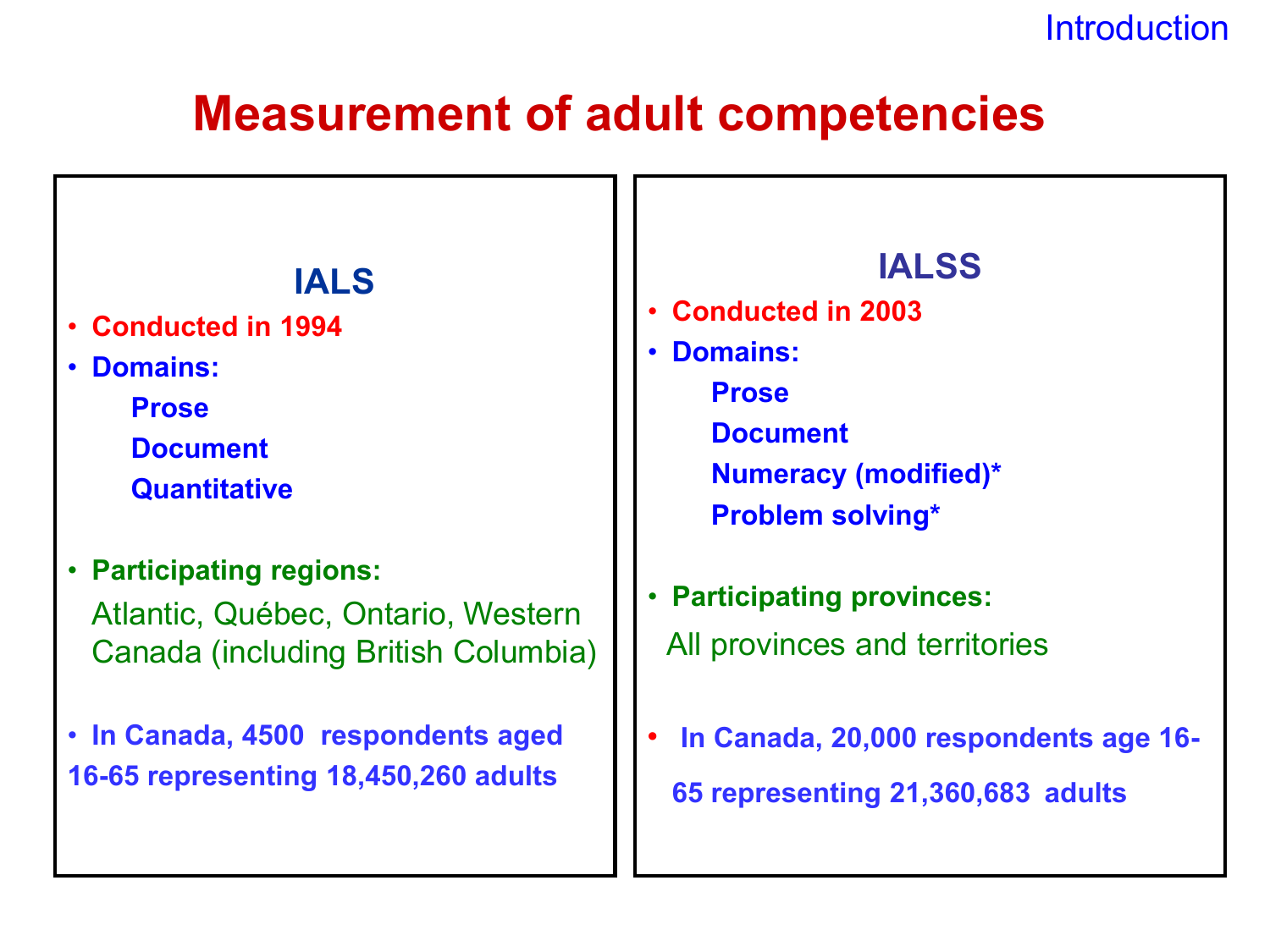Introduction

# Measurement of adult competencies

## IALS

- **Conducted in 1994**
- **Domains:**
  - **Prose**
  - **Document**
  - **Quantitative**
- **Participating regions:**

  Atlantic, Québec, Ontario, Western Canada (including British Columbia)
- **In Canada, 4500 respondents aged 16-65 representing 18,450,260 adults**

## IALSS

- **Conducted in 2003**
- **Domains:**
  - **Prose**
  - **Document**
  - **Numeracy (modified)***
  - **Problem solving***
- **Participating provinces:**

  All provinces and territories
- **In Canada, 20,000 respondents age 16-65 representing 21,360,683 adults**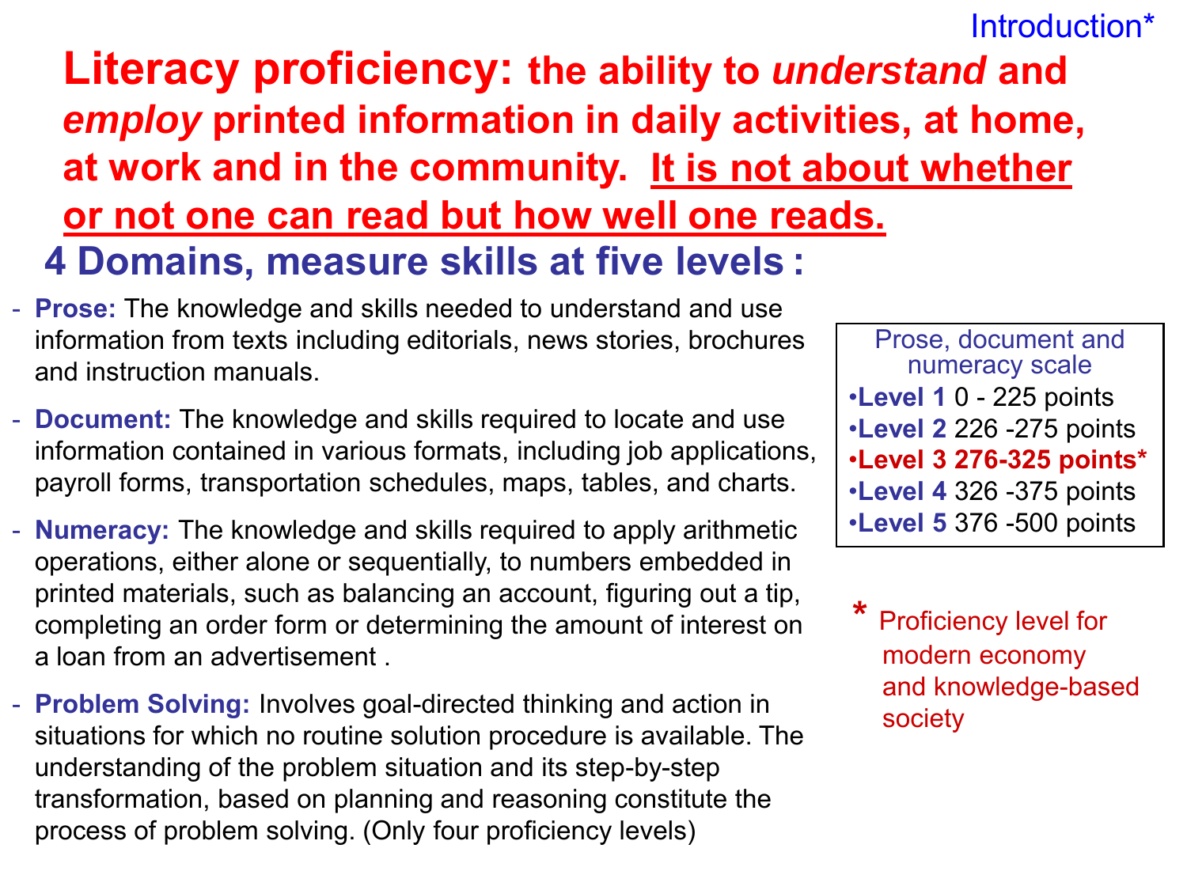Introduction*

# Literacy proficiency: the ability to *understand* and *employ* printed information in daily activities, at home, at work and in the community. It is not about whether or not one can read but how well one reads.

## 4 Domains, measure skills at five levels :

- **Prose:** The knowledge and skills needed to understand and use information from texts including editorials, news stories, brochures and instruction manuals.
- **Document:** The knowledge and skills required to locate and use information contained in various formats, including job applications, payroll forms, transportation schedules, maps, tables, and charts.
- **Numeracy:** The knowledge and skills required to apply arithmetic operations, either alone or sequentially, to numbers embedded in printed materials, such as balancing an account, figuring out a tip, completing an order form or determining the amount of interest on a loan from an advertisement .
- **Problem Solving:** Involves goal-directed thinking and action in situations for which no routine solution procedure is available. The understanding of the problem situation and its step-by-step transformation, based on planning and reasoning constitute the process of problem solving. (Only four proficiency levels)

Prose, document and numeracy scale

- **Level 1** 0 - 225 points
- **Level 2** 226 -275 points
- **Level 3 276-325 points***
- **Level 4** 326 -375 points
- **Level 5** 376 -500 points

\* Proficiency level for modern economy and knowledge-based society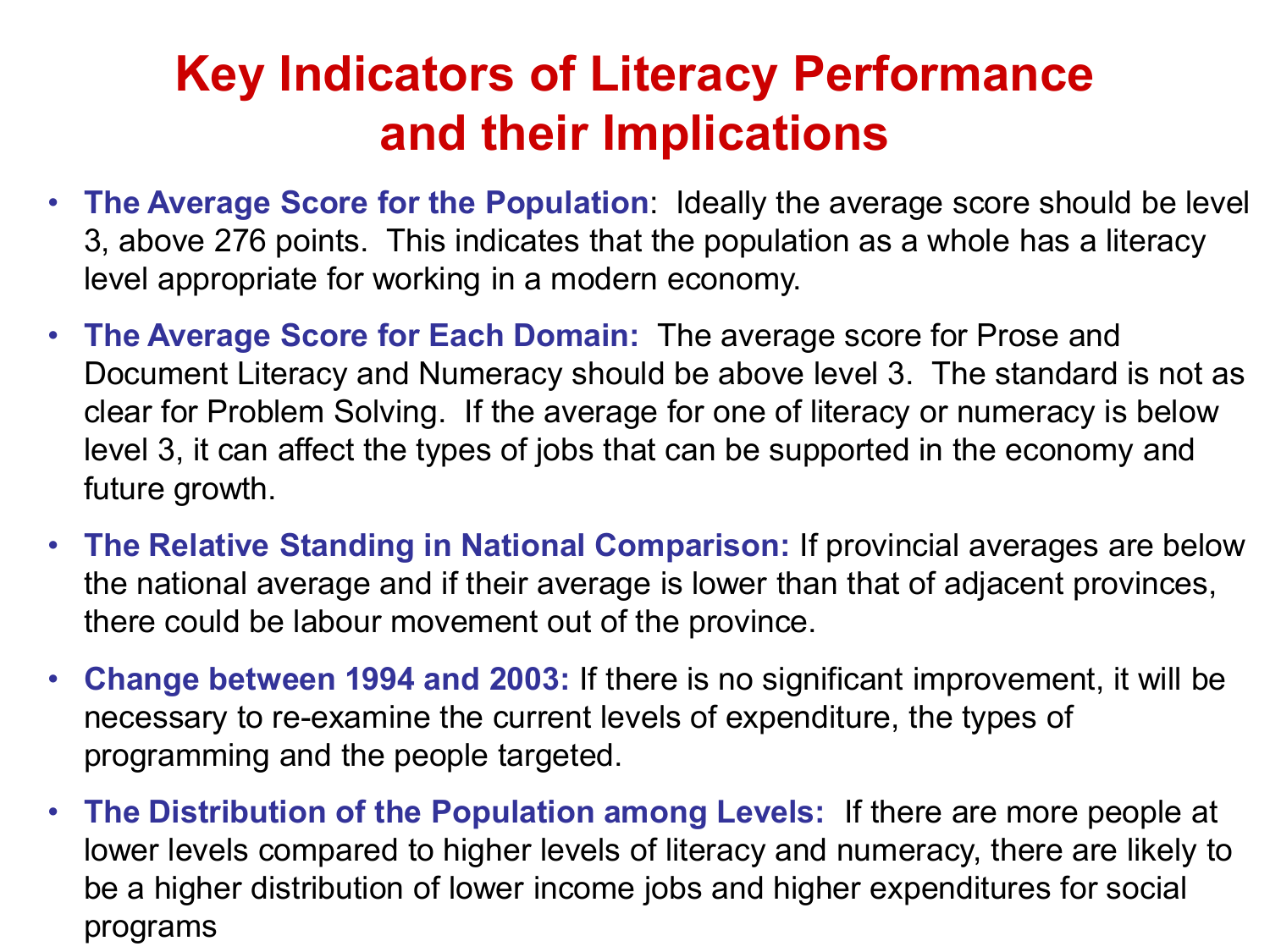# Key Indicators of Literacy Performance and their Implications

- **The Average Score for the Population**: Ideally the average score should be level 3, above 276 points. This indicates that the population as a whole has a literacy level appropriate for working in a modern economy.
- **The Average Score for Each Domain:** The average score for Prose and Document Literacy and Numeracy should be above level 3. The standard is not as clear for Problem Solving. If the average for one of literacy or numeracy is below level 3, it can affect the types of jobs that can be supported in the economy and future growth.
- **The Relative Standing in National Comparison:** If provincial averages are below the national average and if their average is lower than that of adjacent provinces, there could be labour movement out of the province.
- **Change between 1994 and 2003:** If there is no significant improvement, it will be necessary to re-examine the current levels of expenditure, the types of programming and the people targeted.
- **The Distribution of the Population among Levels:** If there are more people at lower levels compared to higher levels of literacy and numeracy, there are likely to be a higher distribution of lower income jobs and higher expenditures for social programs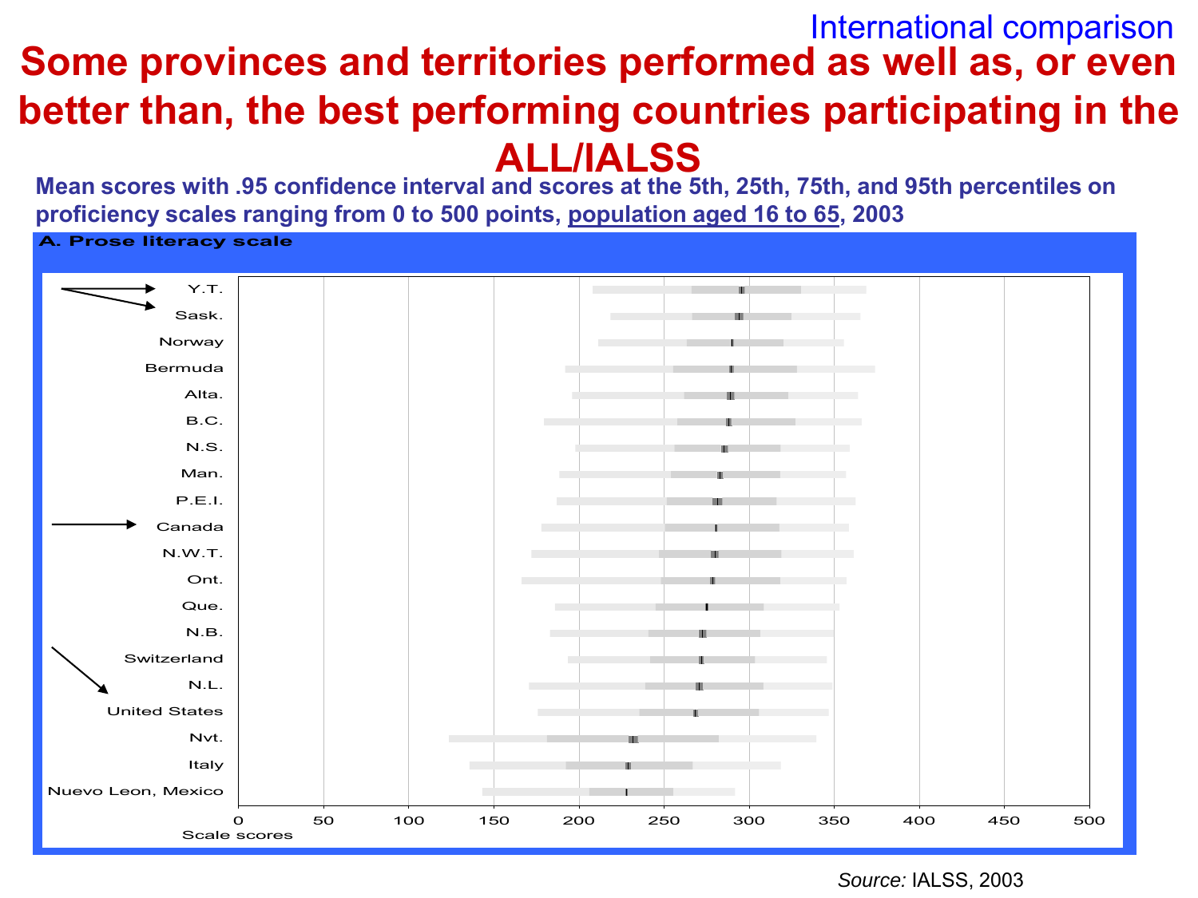International comparison

# Some provinces and territories performed as well as, or even better than, the best performing countries participating in the ALL/IALSS

**Mean scores with .95 confidence interval and scores at the 5th, 25th, 75th, and 95th percentiles on proficiency scales ranging from 0 to 500 points, population aged 16 to 65, 2003**

**A. Prose literacy scale**

Y.T.
Sask.
Norway
Bermuda
Alta.
B.C.
N.S.
Man.
P.E.I.
Canada
N.W.T.
Ont.
Que.
N.B.
Switzerland
N.L.
United States
Nvt.
Italy
Nuevo Leon, Mexico

0 50 100 150 200 250 300 350 400 450 500

Scale scores

*Source:* IALSS, 2003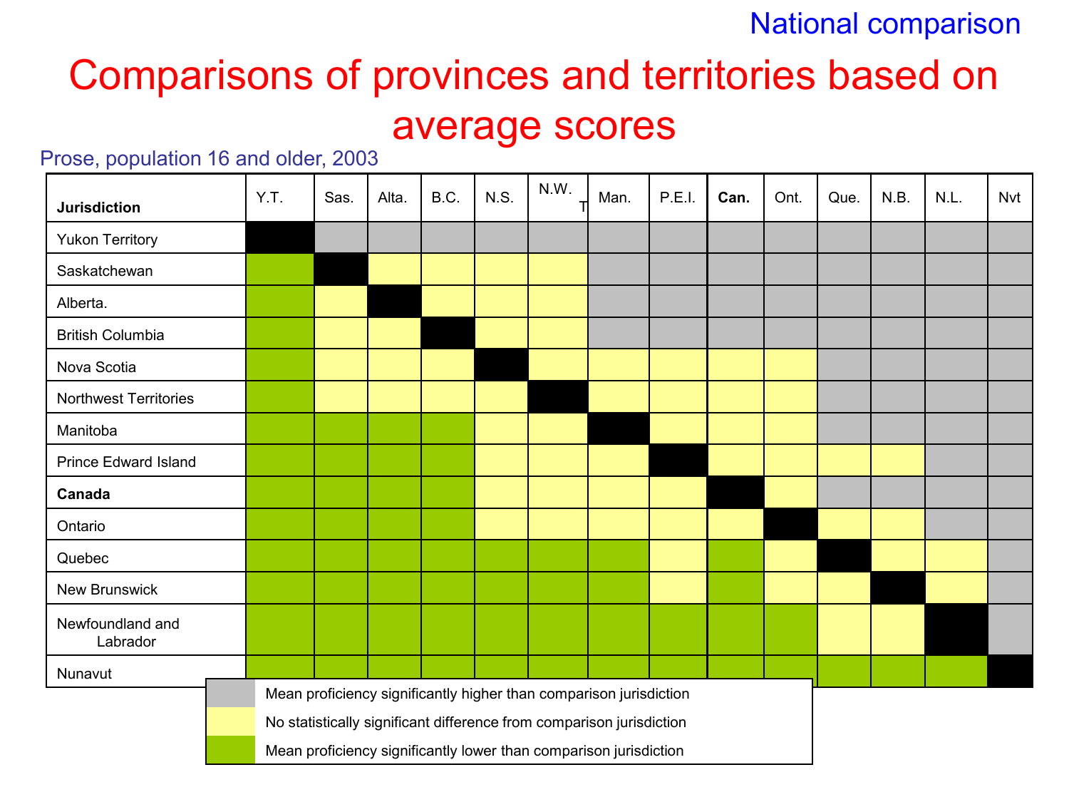National comparison

# Comparisons of provinces and territories based on average scores

Prose, population 16 and older, 2003

| Jurisdiction | Y.T. | Sas. | Alta. | B.C. | N.S. | N.W.T | Man. | P.E.I. | Can. | Ont. | Que. | N.B. | N.L. | Nvt |
|---|---|---|---|---|---|---|---|---|---|---|---|---|---|---|
| Yukon Territory | ■ | Higher | Higher | Higher | Higher | Higher | Higher | Higher | Higher | Higher | Higher | Higher | Higher | Higher |
| Saskatchewan | Lower | ■ | No diff. | No diff. | No diff. | No diff. | Higher | Higher | Higher | Higher | Higher | Higher | Higher | Higher |
| Alberta. | Lower | No diff. | ■ | No diff. | No diff. | No diff. | Higher | Higher | Higher | Higher | Higher | Higher | Higher | Higher |
| British Columbia | Lower | No diff. | No diff. | ■ | No diff. | No diff. | Higher | Higher | Higher | Higher | Higher | Higher | Higher | Higher |
| Nova Scotia | Lower | No diff. | No diff. | No diff. | ■ | No diff. | No diff. | No diff. | No diff. | No diff. | Higher | Higher | Higher | Higher |
| Northwest Territories | Lower | No diff. | No diff. | No diff. | No diff. | ■ | No diff. | No diff. | No diff. | No diff. | Higher | Higher | Higher | Higher |
| Manitoba | Lower | Lower | Lower | Lower | No diff. | No diff. | ■ | No diff. | No diff. | No diff. | Higher | Higher | Higher | Higher |
| Prince Edward Island | Lower | Lower | Lower | Lower | No diff. | No diff. | No diff. | ■ | No diff. | No diff. | No diff. | No diff. | Higher | Higher |
| **Canada** | Lower | Lower | Lower | Lower | No diff. | No diff. | No diff. | No diff. | ■ | No diff. | Higher | Higher | Higher | Higher |
| Ontario | Lower | Lower | Lower | Lower | No diff. | No diff. | No diff. | No diff. | No diff. | ■ | No diff. | No diff. | Higher | Higher |
| Quebec | Lower | Lower | Lower | Lower | Lower | Lower | Lower | No diff. | Lower | No diff. | ■ | No diff. | No diff. | Higher |
| New Brunswick | Lower | Lower | Lower | Lower | Lower | Lower | Lower | No diff. | Lower | No diff. | No diff. | ■ | No diff. | Higher |
| Newfoundland and Labrador | Lower | Lower | Lower | Lower | Lower | Lower | Lower | Lower | Lower | Lower | No diff. | No diff. | ■ | Higher |
| Nunavut | Lower | Lower | Lower | Lower | Lower | Lower | Lower | Lower | Lower | Lower | Lower | Lower | Lower | ■ |

- Higher: Mean proficiency significantly higher than comparison jurisdiction
- No diff.: No statistically significant difference from comparison jurisdiction
- Lower: Mean proficiency significantly lower than comparison jurisdiction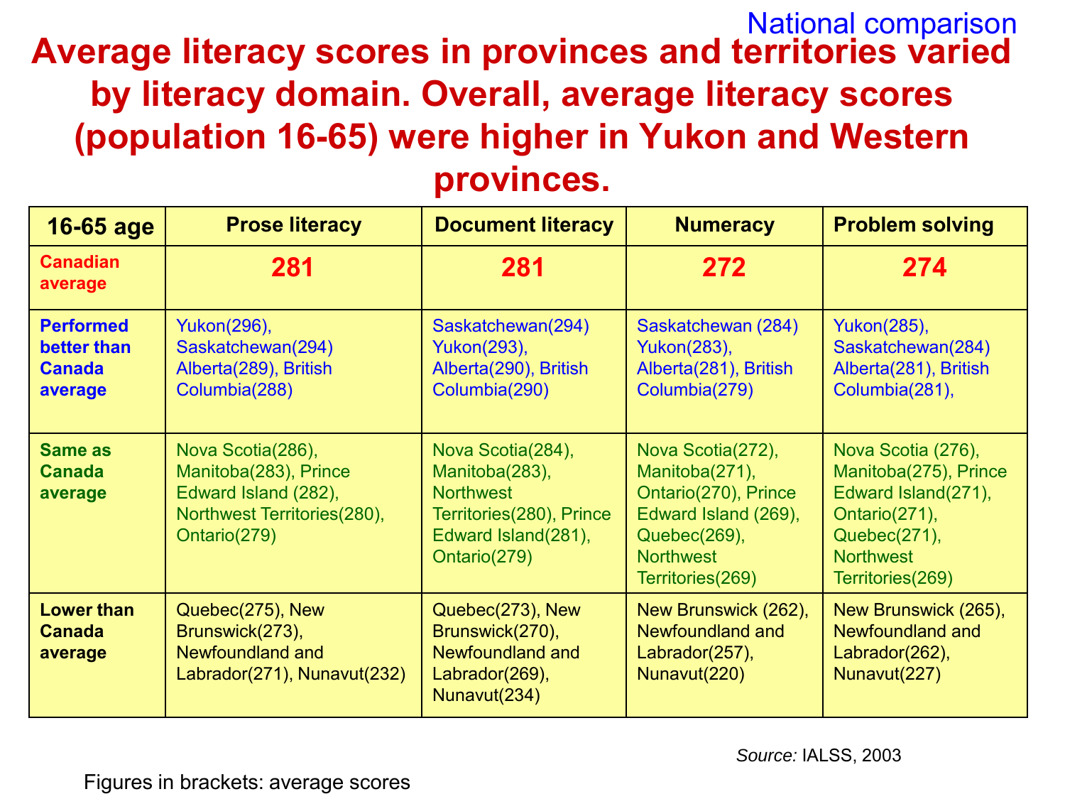National comparison

# Average literacy scores in provinces and territories varied by literacy domain. Overall, average literacy scores (population 16-65) were higher in Yukon and Western provinces.

| 16-65 age | Prose literacy | Document literacy | Numeracy | Problem solving |
|---|---|---|---|---|
| Canadian average | **281** | **281** | **272** | **274** |
| Performed better than Canada average | Yukon(296), Saskatchewan(294) Alberta(289), British Columbia(288) | Saskatchewan(294) Yukon(293), Alberta(290), British Columbia(290) | Saskatchewan (284) Yukon(283), Alberta(281), British Columbia(279) | Yukon(285), Saskatchewan(284) Alberta(281), British Columbia(281), |
| Same as Canada average | Nova Scotia(286), Manitoba(283), Prince Edward Island (282), Northwest Territories(280), Ontario(279) | Nova Scotia(284), Manitoba(283), Northwest Territories(280), Prince Edward Island(281), Ontario(279) | Nova Scotia(272), Manitoba(271), Ontario(270), Prince Edward Island (269), Quebec(269), Northwest Territories(269) | Nova Scotia (276), Manitoba(275), Prince Edward Island(271), Ontario(271), Quebec(271), Northwest Territories(269) |
| Lower than Canada average | Quebec(275), New Brunswick(273), Newfoundland and Labrador(271), Nunavut(232) | Quebec(273), New Brunswick(270), Newfoundland and Labrador(269), Nunavut(234) | New Brunswick (262), Newfoundland and Labrador(257), Nunavut(220) | New Brunswick (265), Newfoundland and Labrador(262), Nunavut(227) |

*Source:* IALSS, 2003

Figures in brackets: average scores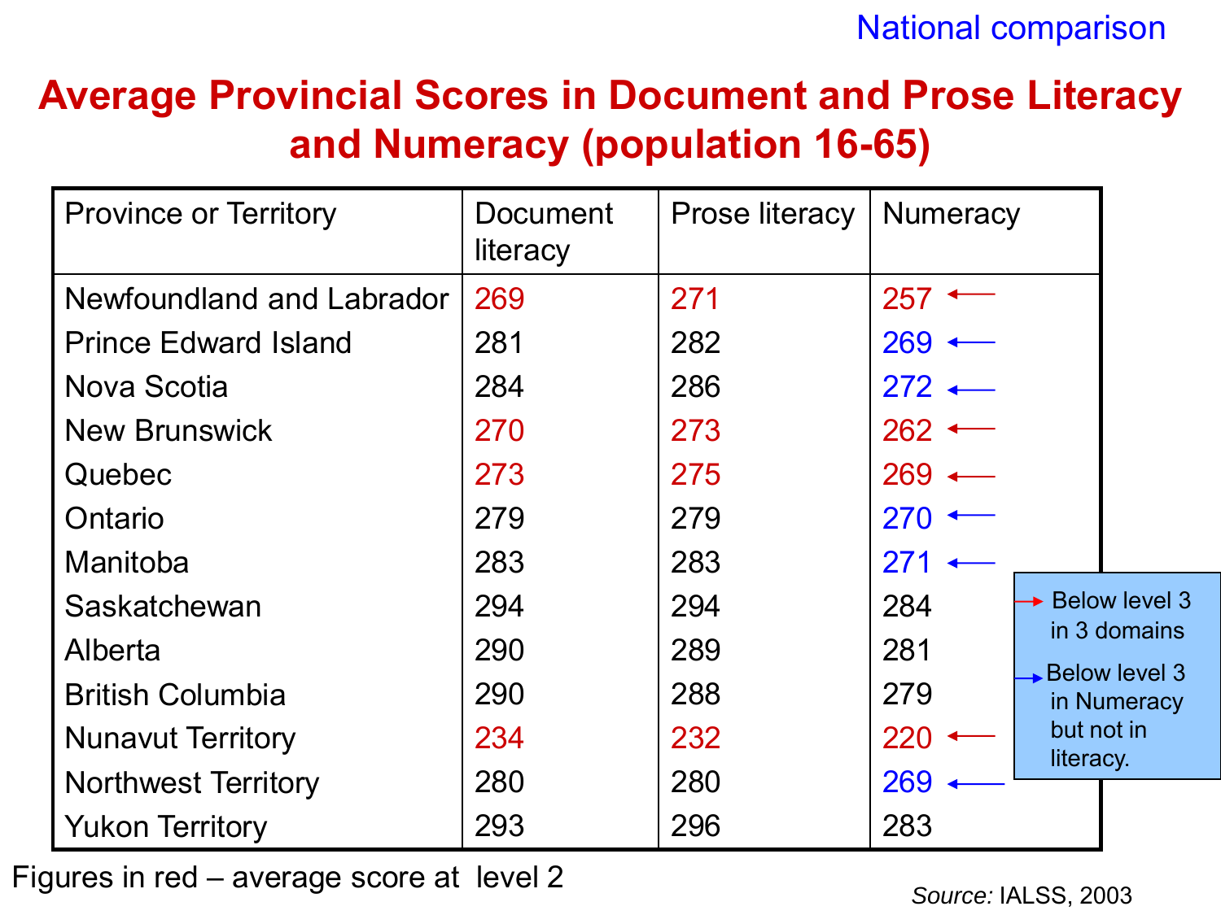National comparison

# Average Provincial Scores in Document and Prose Literacy and Numeracy (population 16-65)

| Province or Territory | Document literacy | Prose literacy | Numeracy |
|---|---|---|---|
| Newfoundland and Labrador | 269 | 271 | 257 ← |
| Prince Edward Island | 281 | 282 | 269 ← |
| Nova Scotia | 284 | 286 | 272 ← |
| New Brunswick | 270 | 273 | 262 ← |
| Quebec | 273 | 275 | 269 ← |
| Ontario | 279 | 279 | 270 ← |
| Manitoba | 283 | 283 | 271 ← |
| Saskatchewan | 294 | 294 | 284 |
| Alberta | 290 | 289 | 281 |
| British Columbia | 290 | 288 | 279 |
| Nunavut Territory | 234 | 232 | 220 ← |
| Northwest Territory | 280 | 280 | 269 ← |
| Yukon Territory | 293 | 296 | 283 |

→ Below level 3 in 3 domains

→ Below level 3 in Numeracy but not in literacy.

Figures in red – average score at level 2

*Source:* IALSS, 2003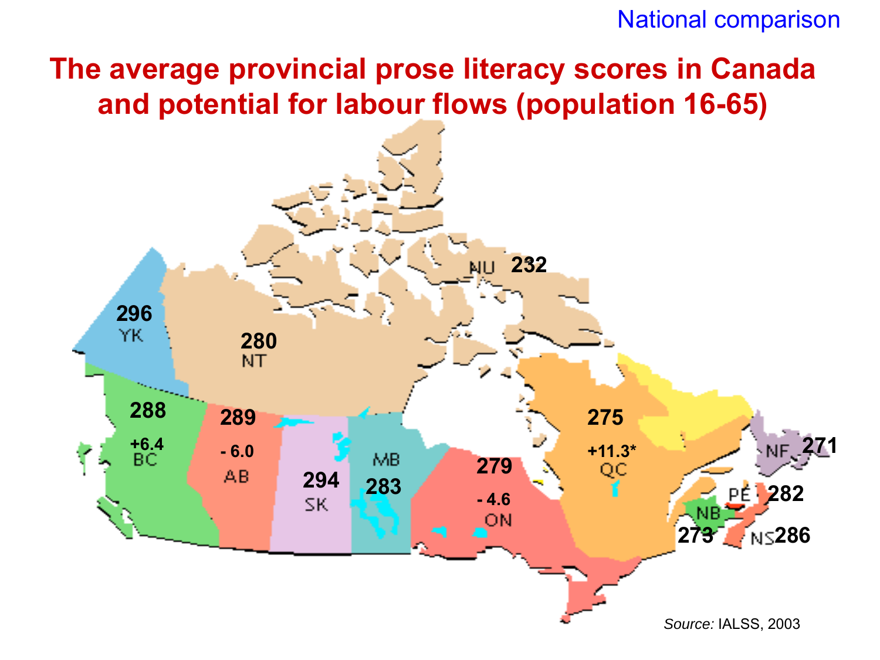National comparison

# The average provincial prose literacy scores in Canada and potential for labour flows (population 16-65)

| Province/Territory | Score | Change |
|---|---|---|
| YK | 296 | |
| NT | 280 | |
| NU | 232 | |
| BC | 288 | +6.4 |
| AB | 289 | - 6.0 |
| SK | 294 | |
| MB | 283 | |
| ON | 279 | - 4.6 |
| QC | 275 | +11.3* |
| NF | 271 | |
| PE | 282 | |
| NB | 273 | |
| NS | 286 | |

*Source:* IALSS, 2003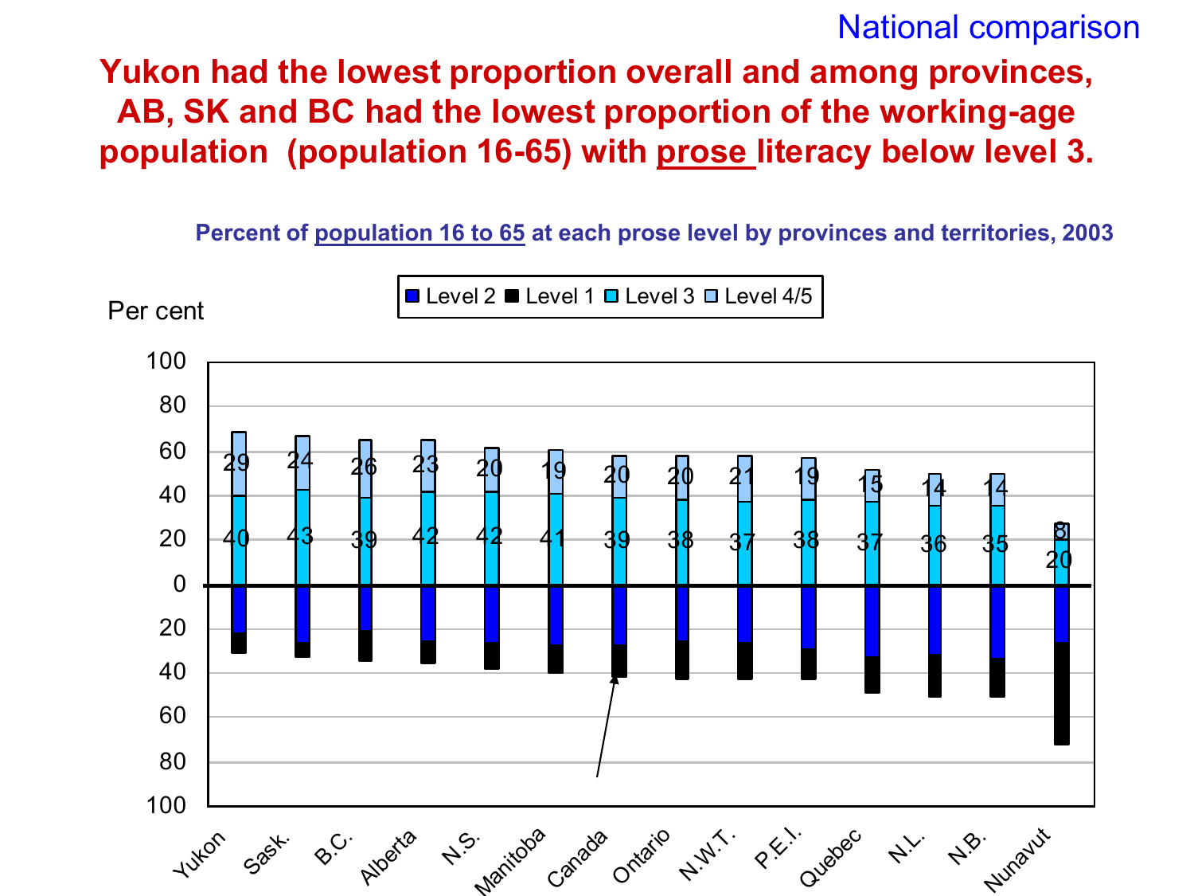National comparison

# Yukon had the lowest proportion overall and among provinces, AB, SK and BC had the lowest proportion of the working-age population (population 16-65) with prose literacy below level 3.

**Percent of population 16 to 65 at each prose level by provinces and territories, 2003**

| | Level 3 | Level 4/5 |
|---|---|---|
| Yukon | 40 | 29 |
| Sask. | 43 | 24 |
| B.C. | 39 | 26 |
| Alberta | 42 | 23 |
| N.S. | 42 | 20 |
| Manitoba | 41 | 19 |
| Canada | 39 | 20 |
| Ontario | 38 | 20 |
| N.W.T. | 37 | 21 |
| P.E.I. | 38 | 19 |
| Quebec | 37 | 15 |
| N.L. | 36 | 14 |
| N.B. | 35 | 14 |
| Nunavut | 20 | 8 |

Legend: Level 2, Level 1, Level 3, Level 4/5

Per cent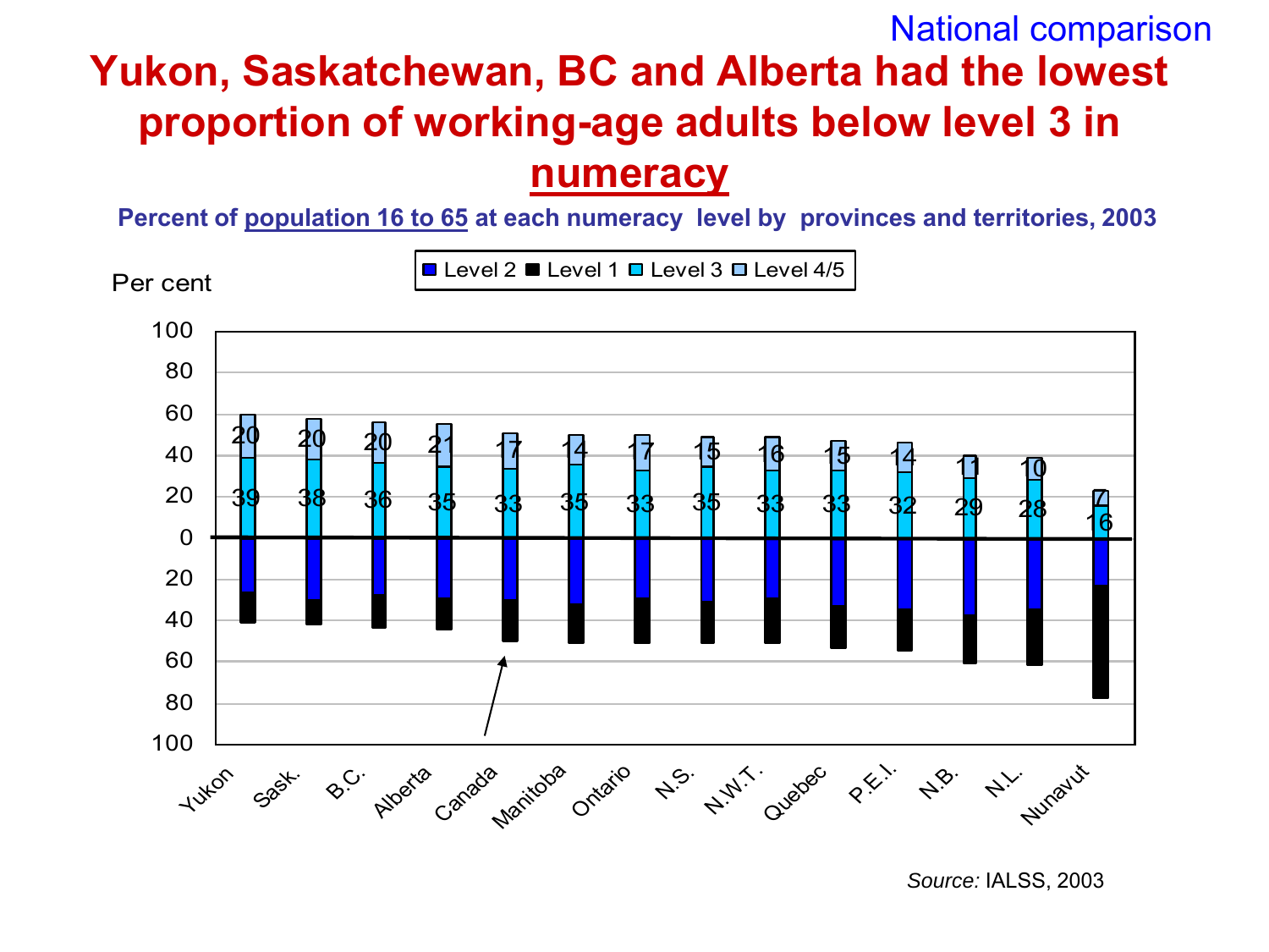National comparison

# Yukon, Saskatchewan, BC and Alberta had the lowest proportion of working-age adults below level 3 in numeracy

**Percent of population 16 to 65 at each numeracy level by provinces and territories, 2003**

| | Yukon | Sask. | B.C. | Alberta | Canada | Manitoba | Ontario | N.S. | N.W.T. | Quebec | P.E.I. | N.B. | N.L. | Nunavut |
|---|---|---|---|---|---|---|---|---|---|---|---|---|---|---|
| Level 4/5 | 20 | 20 | 20 | 21 | 17 | 14 | 17 | 15 | 16 | 15 | 14 | 11 | 10 | 7 |
| Level 3 | 39 | 38 | 36 | 35 | 33 | 35 | 33 | 35 | 33 | 33 | 32 | 29 | 28 | 16 |

Legend: Level 2, Level 1, Level 3, Level 4/5

Per cent

*Source:* IALSS, 2003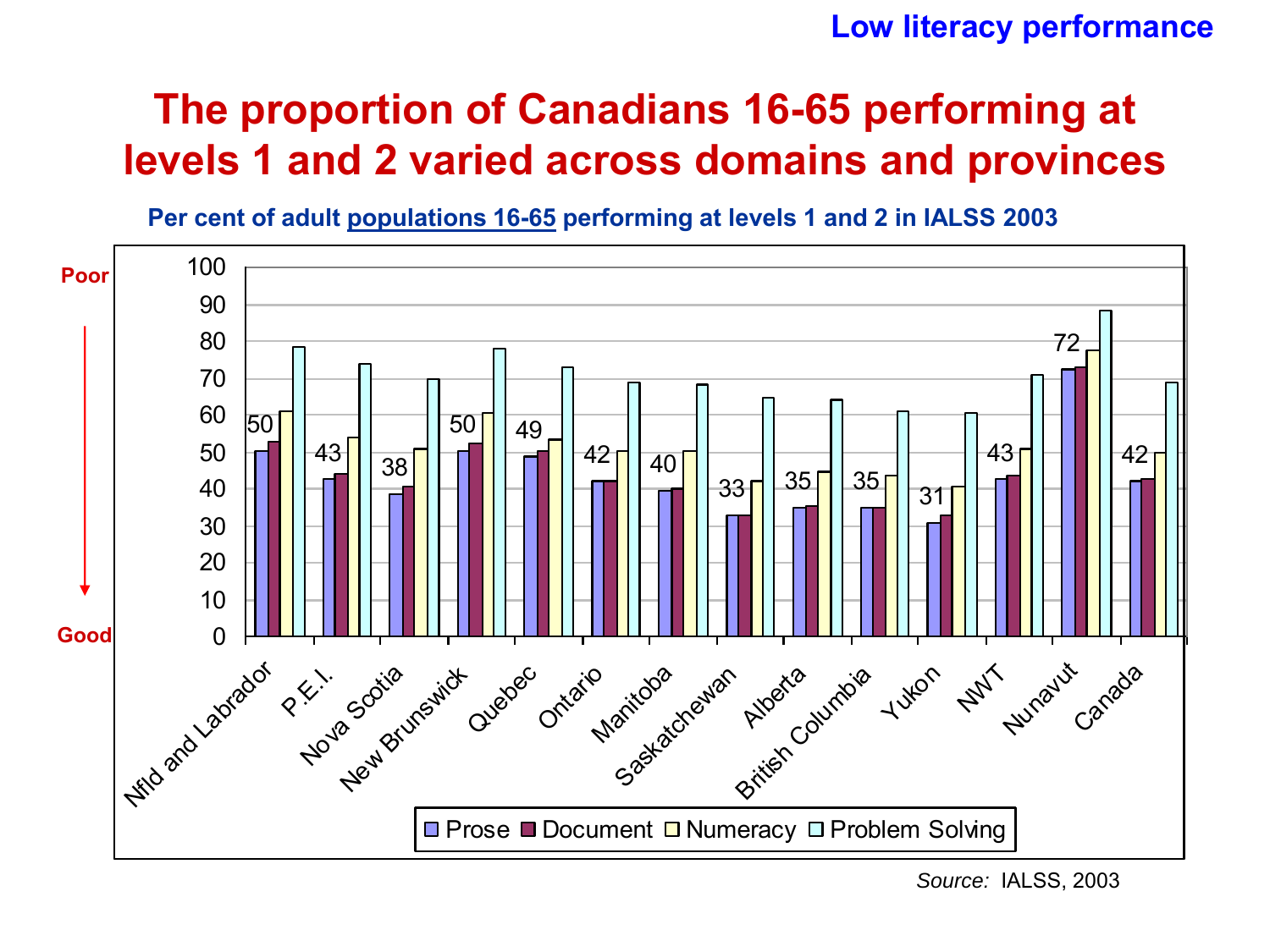Low literacy performance

# The proportion of Canadians 16-65 performing at levels 1 and 2 varied across domains and provinces

**Per cent of adult populations 16-65 performing at levels 1 and 2 in IALSS 2003**

| Province/Territory | Prose |
|---|---|
| Nfld and Labrador | 50 |
| P.E.I. | 43 |
| Nova Scotia | 38 |
| New Brunswick | 50 |
| Quebec | 49 |
| Ontario | 42 |
| Manitoba | 40 |
| Saskatchewan | 33 |
| Alberta | 35 |
| British Columbia | 35 |
| Yukon | 31 |
| NWT | 43 |
| Nunavut | 72 |
| Canada | 42 |

Poor ↓ Good

Legend: Prose, Document, Numeracy, Problem Solving

*Source:* IALSS, 2003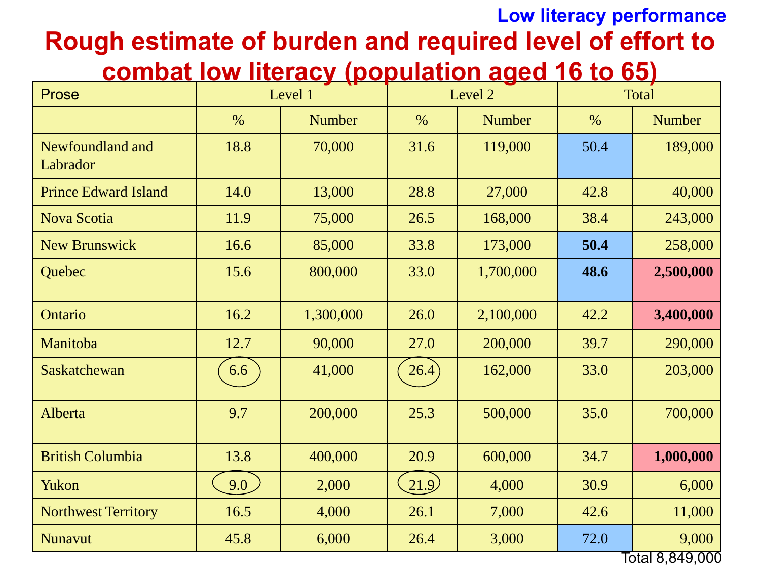Low literacy performance

# Rough estimate of burden and required level of effort to combat low literacy (population aged 16 to 65)

| Prose | Level 1 | | Level 2 | | Total | |
|---|---|---|---|---|---|---|
| | % | Number | % | Number | % | Number |
| Newfoundland and Labrador | 18.8 | 70,000 | 31.6 | 119,000 | 50.4 | 189,000 |
| Prince Edward Island | 14.0 | 13,000 | 28.8 | 27,000 | 42.8 | 40,000 |
| Nova Scotia | 11.9 | 75,000 | 26.5 | 168,000 | 38.4 | 243,000 |
| New Brunswick | 16.6 | 85,000 | 33.8 | 173,000 | **50.4** | 258,000 |
| Quebec | 15.6 | 800,000 | 33.0 | 1,700,000 | **48.6** | **2,500,000** |
| Ontario | 16.2 | 1,300,000 | 26.0 | 2,100,000 | 42.2 | **3,400,000** |
| Manitoba | 12.7 | 90,000 | 27.0 | 200,000 | 39.7 | 290,000 |
| Saskatchewan | 6.6 | 41,000 | 26.4 | 162,000 | 33.0 | 203,000 |
| Alberta | 9.7 | 200,000 | 25.3 | 500,000 | 35.0 | 700,000 |
| British Columbia | 13.8 | 400,000 | 20.9 | 600,000 | 34.7 | **1,000,000** |
| Yukon | 9.0 | 2,000 | 21.9 | 4,000 | 30.9 | 6,000 |
| Northwest Territory | 16.5 | 4,000 | 26.1 | 7,000 | 42.6 | 11,000 |
| Nunavut | 45.8 | 6,000 | 26.4 | 3,000 | 72.0 | 9,000 |

Total 8,849,000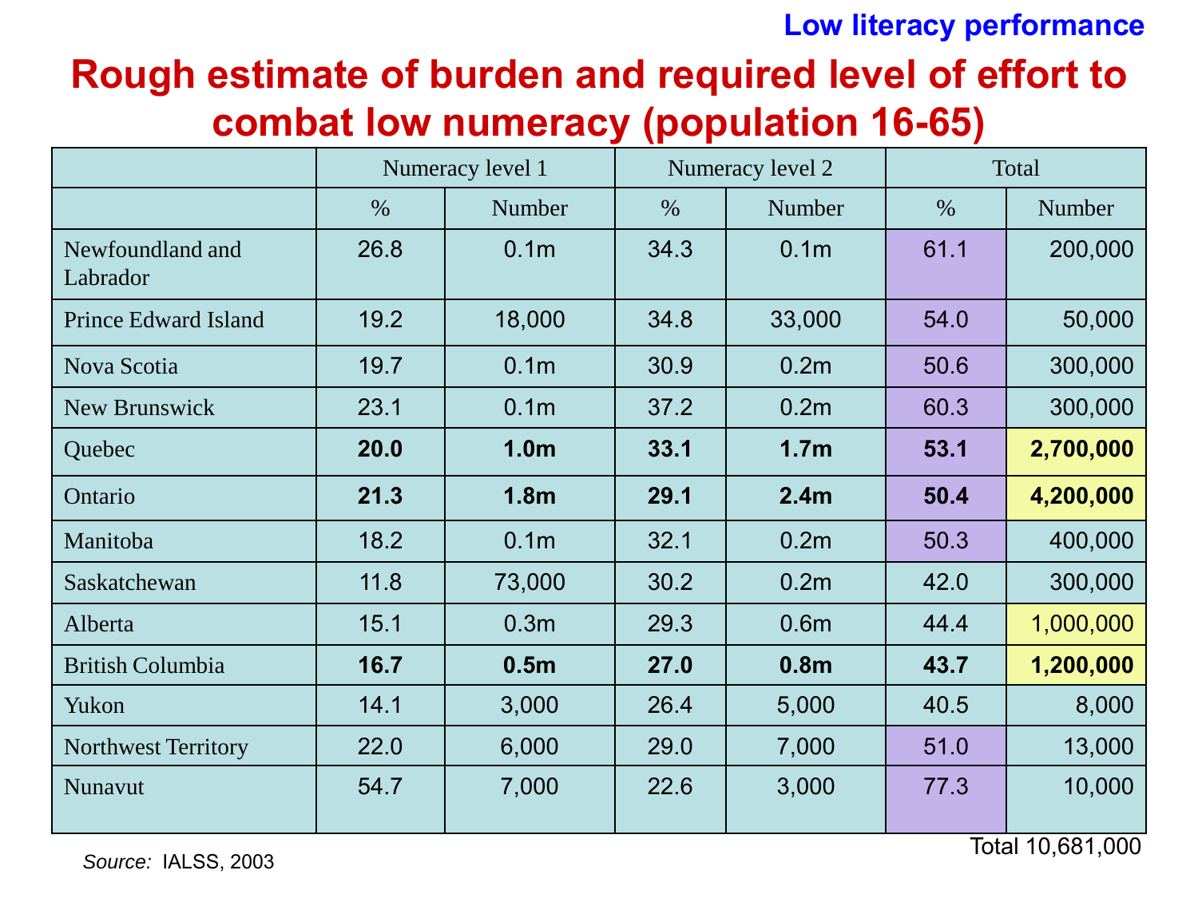Low literacy performance

# Rough estimate of burden and required level of effort to combat low numeracy (population 16-65)

| | Numeracy level 1 | | Numeracy level 2 | | Total | |
|---|---|---|---|---|---|---|
| | % | Number | % | Number | % | Number |
| Newfoundland and Labrador | 26.8 | 0.1m | 34.3 | 0.1m | 61.1 | 200,000 |
| Prince Edward Island | 19.2 | 18,000 | 34.8 | 33,000 | 54.0 | 50,000 |
| Nova Scotia | 19.7 | 0.1m | 30.9 | 0.2m | 50.6 | 300,000 |
| New Brunswick | 23.1 | 0.1m | 37.2 | 0.2m | 60.3 | 300,000 |
| Quebec | **20.0** | **1.0m** | **33.1** | **1.7m** | **53.1** | **2,700,000** |
| Ontario | **21.3** | **1.8m** | **29.1** | **2.4m** | **50.4** | **4,200,000** |
| Manitoba | 18.2 | 0.1m | 32.1 | 0.2m | 50.3 | 400,000 |
| Saskatchewan | 11.8 | 73,000 | 30.2 | 0.2m | 42.0 | 300,000 |
| Alberta | 15.1 | 0.3m | 29.3 | 0.6m | 44.4 | 1,000,000 |
| British Columbia | **16.7** | **0.5m** | **27.0** | **0.8m** | **43.7** | **1,200,000** |
| Yukon | 14.1 | 3,000 | 26.4 | 5,000 | 40.5 | 8,000 |
| Northwest Territory | 22.0 | 6,000 | 29.0 | 7,000 | 51.0 | 13,000 |
| Nunavut | 54.7 | 7,000 | 22.6 | 3,000 | 77.3 | 10,000 |

Total 10,681,000

*Source:* IALSS, 2003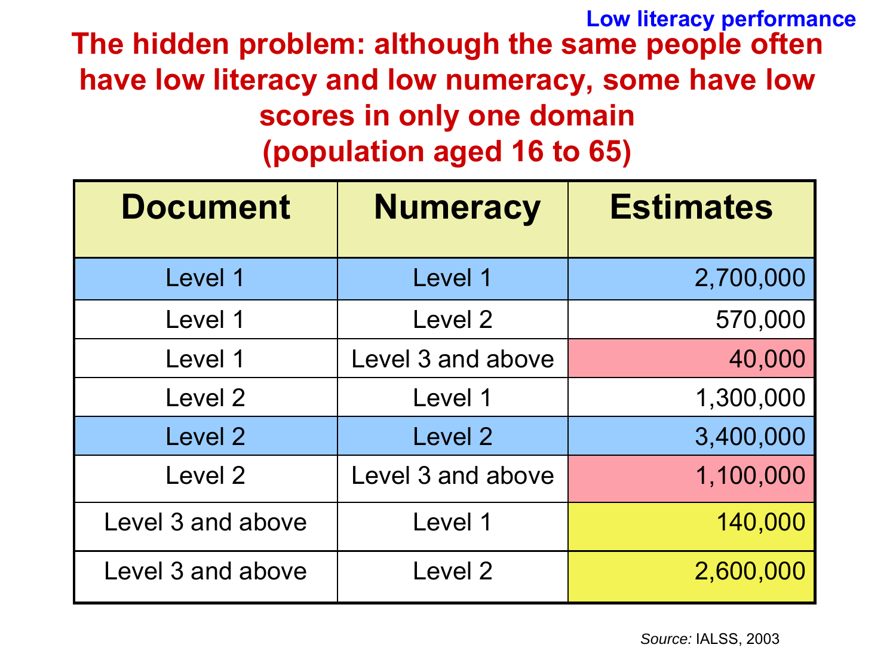Low literacy performance

# The hidden problem: although the same people often have low literacy and low numeracy, some have low scores in only one domain (population aged 16 to 65)

| Document | Numeracy | Estimates |
|---|---|---|
| Level 1 | Level 1 | 2,700,000 |
| Level 1 | Level 2 | 570,000 |
| Level 1 | Level 3 and above | 40,000 |
| Level 2 | Level 1 | 1,300,000 |
| Level 2 | Level 2 | 3,400,000 |
| Level 2 | Level 3 and above | 1,100,000 |
| Level 3 and above | Level 1 | 140,000 |
| Level 3 and above | Level 2 | 2,600,000 |

*Source:* IALSS, 2003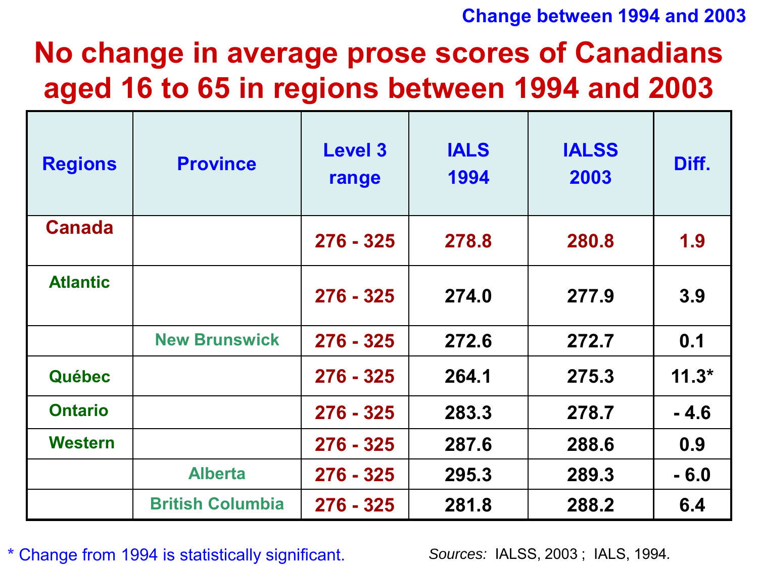Change between 1994 and 2003

# No change in average prose scores of Canadians aged 16 to 65 in regions between 1994 and 2003

| Regions | Province | Level 3 range | IALS 1994 | IALSS 2003 | Diff. |
|---|---|---|---|---|---|
| Canada | | 276 - 325 | 278.8 | 280.8 | 1.9 |
| Atlantic | | 276 - 325 | 274.0 | 277.9 | 3.9 |
| | New Brunswick | 276 - 325 | 272.6 | 272.7 | 0.1 |
| Québec | | 276 - 325 | 264.1 | 275.3 | 11.3* |
| Ontario | | 276 - 325 | 283.3 | 278.7 | - 4.6 |
| Western | | 276 - 325 | 287.6 | 288.6 | 0.9 |
| | Alberta | 276 - 325 | 295.3 | 289.3 | - 6.0 |
| | British Columbia | 276 - 325 | 281.8 | 288.2 | 6.4 |

* Change from 1994 is statistically significant.

*Sources:* IALSS, 2003 ; IALS, 1994.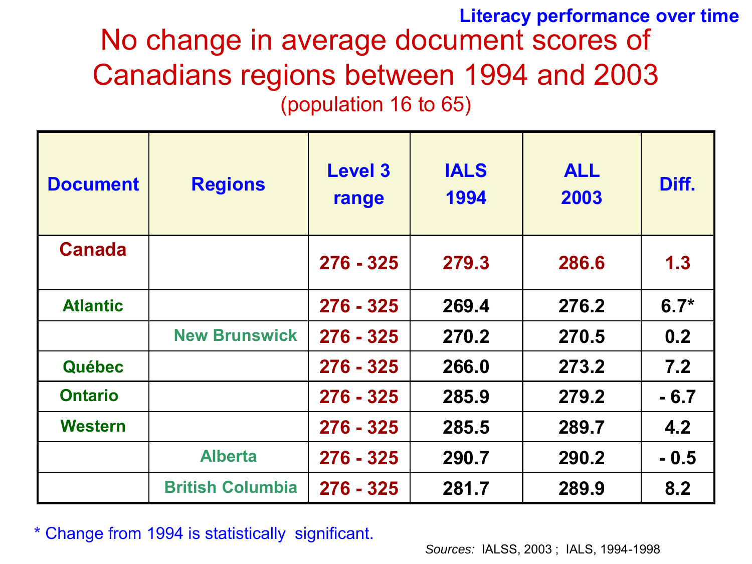Literacy performance over time

# No change in average document scores of Canadians regions between 1994 and 2003

(population 16 to 65)

| Document | Regions | Level 3 range | IALS 1994 | ALL 2003 | Diff. |
|---|---|---|---|---|---|
| Canada | | 276 - 325 | 279.3 | 286.6 | 1.3 |
| Atlantic | | 276 - 325 | 269.4 | 276.2 | 6.7* |
| | New Brunswick | 276 - 325 | 270.2 | 270.5 | 0.2 |
| Québec | | 276 - 325 | 266.0 | 273.2 | 7.2 |
| Ontario | | 276 - 325 | 285.9 | 279.2 | - 6.7 |
| Western | | 276 - 325 | 285.5 | 289.7 | 4.2 |
| | Alberta | 276 - 325 | 290.7 | 290.2 | - 0.5 |
| | British Columbia | 276 - 325 | 281.7 | 289.9 | 8.2 |

* Change from 1994 is statistically significant.

*Sources:* IALSS, 2003 ; IALS, 1994-1998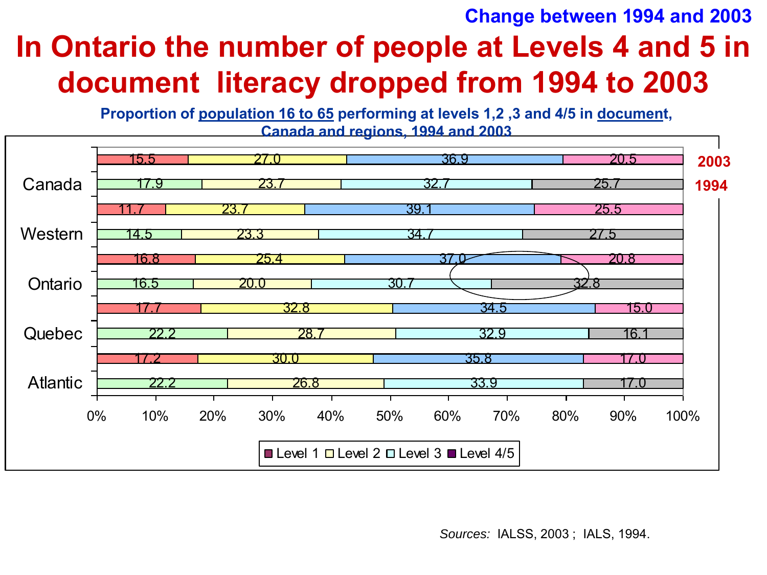**Change between 1994 and 2003**

# In Ontario the number of people at Levels 4 and 5 in document literacy dropped from 1994 to 2003

**Proportion of population 16 to 65 performing at levels 1,2 ,3 and 4/5 in document, Canada and regions, 1994 and 2003**

| Region | Year | Level 1 | Level 2 | Level 3 | Level 4/5 |
|---|---|---|---|---|---|
| Canada | 2003 | 15.5 | 27.0 | 36.9 | 20.5 |
| Canada | 1994 | 17.9 | 23.7 | 32.7 | 25.7 |
| Western | 2003 | 11.7 | 23.7 | 39.1 | 25.5 |
| Western | 1994 | 14.5 | 23.3 | 34.7 | 27.5 |
| Ontario | 2003 | 16.8 | 25.4 | 37.0 | 20.8 |
| Ontario | 1994 | 16.5 | 20.0 | 30.7 | 32.8 |
| Quebec | 2003 | 17.7 | 32.8 | 34.5 | 15.0 |
| Quebec | 1994 | 22.2 | 28.7 | 32.9 | 16.1 |
| Atlantic | 2003 | 17.2 | 30.0 | 35.8 | 17.0 |
| Atlantic | 1994 | 22.2 | 26.8 | 33.9 | 17.0 |

*Sources:* IALSS, 2003 ; IALS, 1994.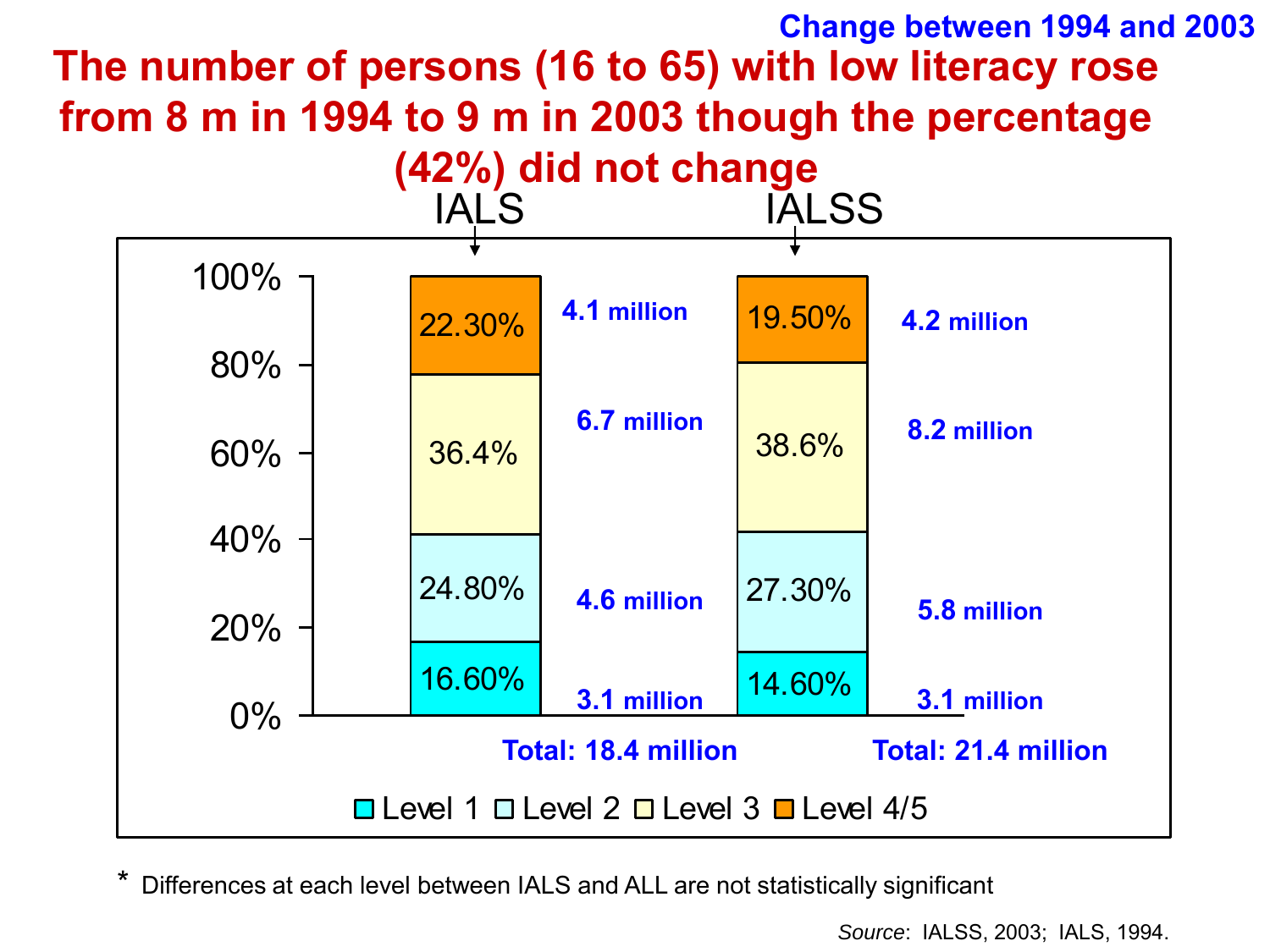Change between 1994 and 2003

# The number of persons (16 to 65) with low literacy rose from 8 m in 1994 to 9 m in 2003 though the percentage (42%) did not change

| | IALS | | IALSS | |
|---|---|---|---|---|
| Level 4/5 | 22.30% | 4.1 million | 19.50% | 4.2 million |
| Level 3 | 36.4% | 6.7 million | 38.6% | 8.2 million |
| Level 2 | 24.80% | 4.6 million | 27.30% | 5.8 million |
| Level 1 | 16.60% | 3.1 million | 14.60% | 3.1 million |
| | | Total: 18.4 million | | Total: 21.4 million |

* Differences at each level between IALS and ALL are not statistically significant

*Source*: IALSS, 2003; IALS, 1994.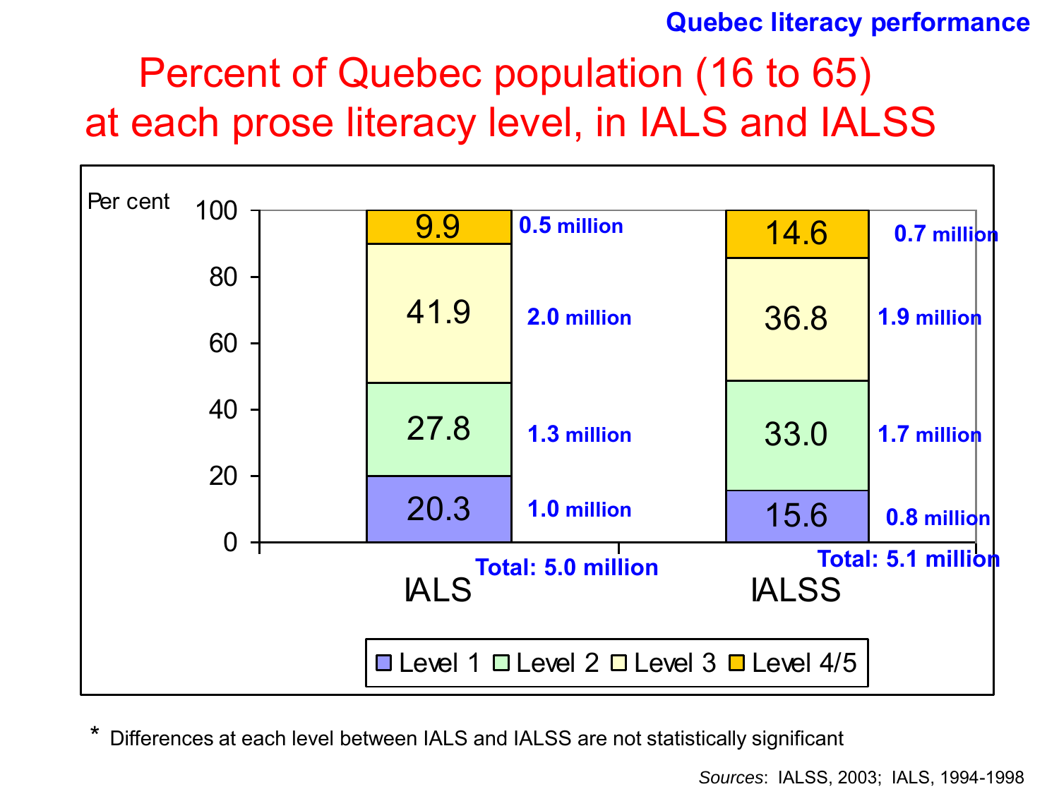Quebec literacy performance

# Percent of Quebec population (16 to 65) at each prose literacy level, in IALS and IALSS

| Level | IALS (Per cent) | IALS (Population) | IALSS (Per cent) | IALSS (Population) |
|---|---|---|---|---|
| Level 1 | 20.3 | 1.0 million | 15.6 | 0.8 million |
| Level 2 | 27.8 | 1.3 million | 33.0 | 1.7 million |
| Level 3 | 41.9 | 2.0 million | 36.8 | 1.9 million |
| Level 4/5 | 9.9 | 0.5 million | 14.6 | 0.7 million |
| Total | | 5.0 million | | 5.1 million |

* Differences at each level between IALS and IALSS are not statistically significant

*Sources*: IALSS, 2003; IALS, 1994-1998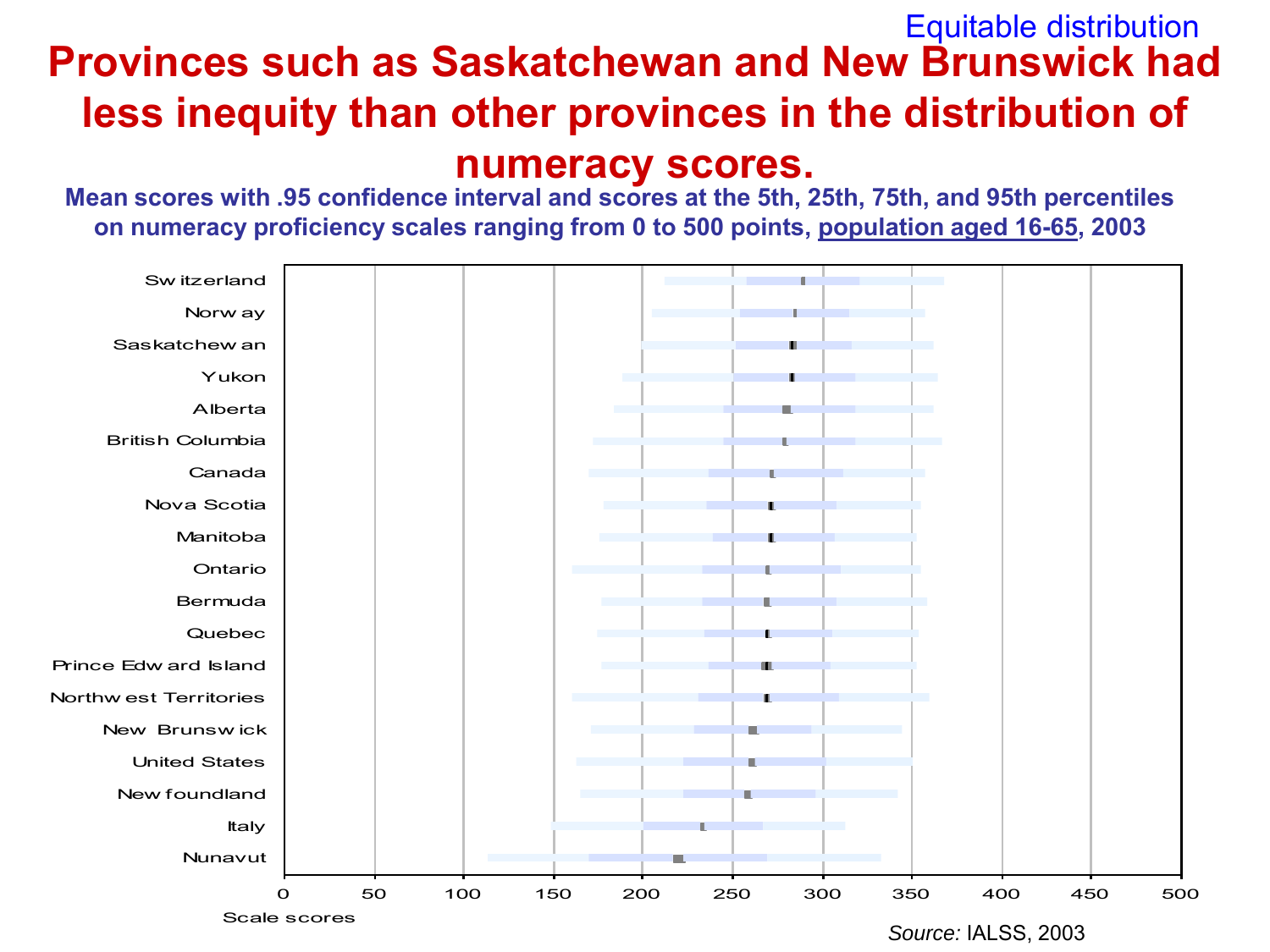Equitable distribution

# Provinces such as Saskatchewan and New Brunswick had less inequity than other provinces in the distribution of numeracy scores.

**Mean scores with .95 confidence interval and scores at the 5th, 25th, 75th, and 95th percentiles on numeracy proficiency scales ranging from 0 to 500 points, population aged 16-65, 2003**

Switzerland
Norway
Saskatchewan
Yukon
Alberta
British Columbia
Canada
Nova Scotia
Manitoba
Ontario
Bermuda
Quebec
Prince Edward Island
Northwest Territories
New Brunswick
United States
Newfoundland
Italy
Nunavut

0 50 100 150 200 250 300 350 400 450 500

Scale scores

*Source:* IALSS, 2003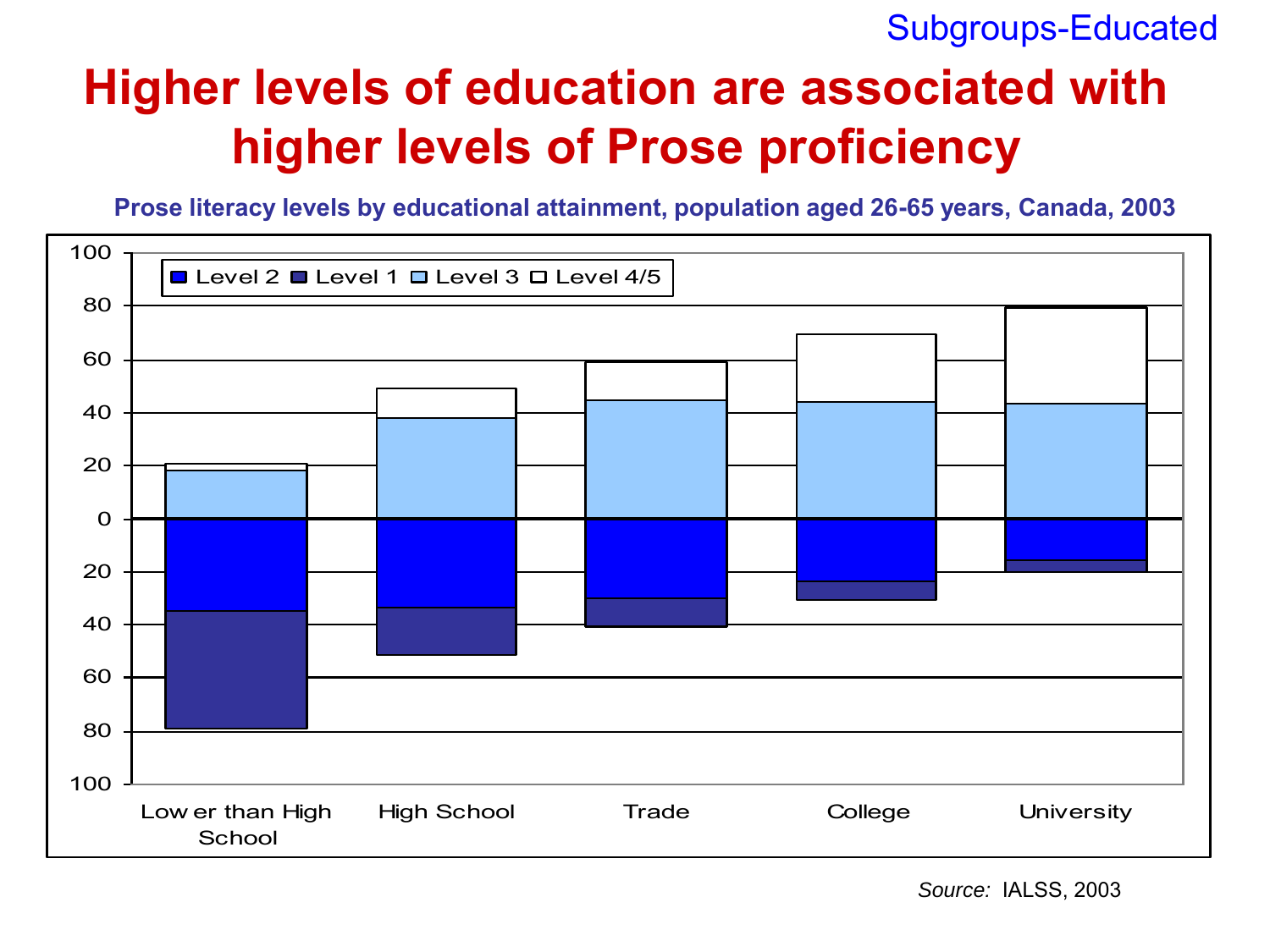Subgroups-Educated

# Higher levels of education are associated with higher levels of Prose proficiency

**Prose literacy levels by educational attainment, population aged 26-65 years, Canada, 2003**

Level 2 | Level 1 | Level 3 | Level 4/5

100
80
60
40
20
0
20
40
60
80
100

Lower than High School | High School | Trade | College | University

*Source:* IALSS, 2003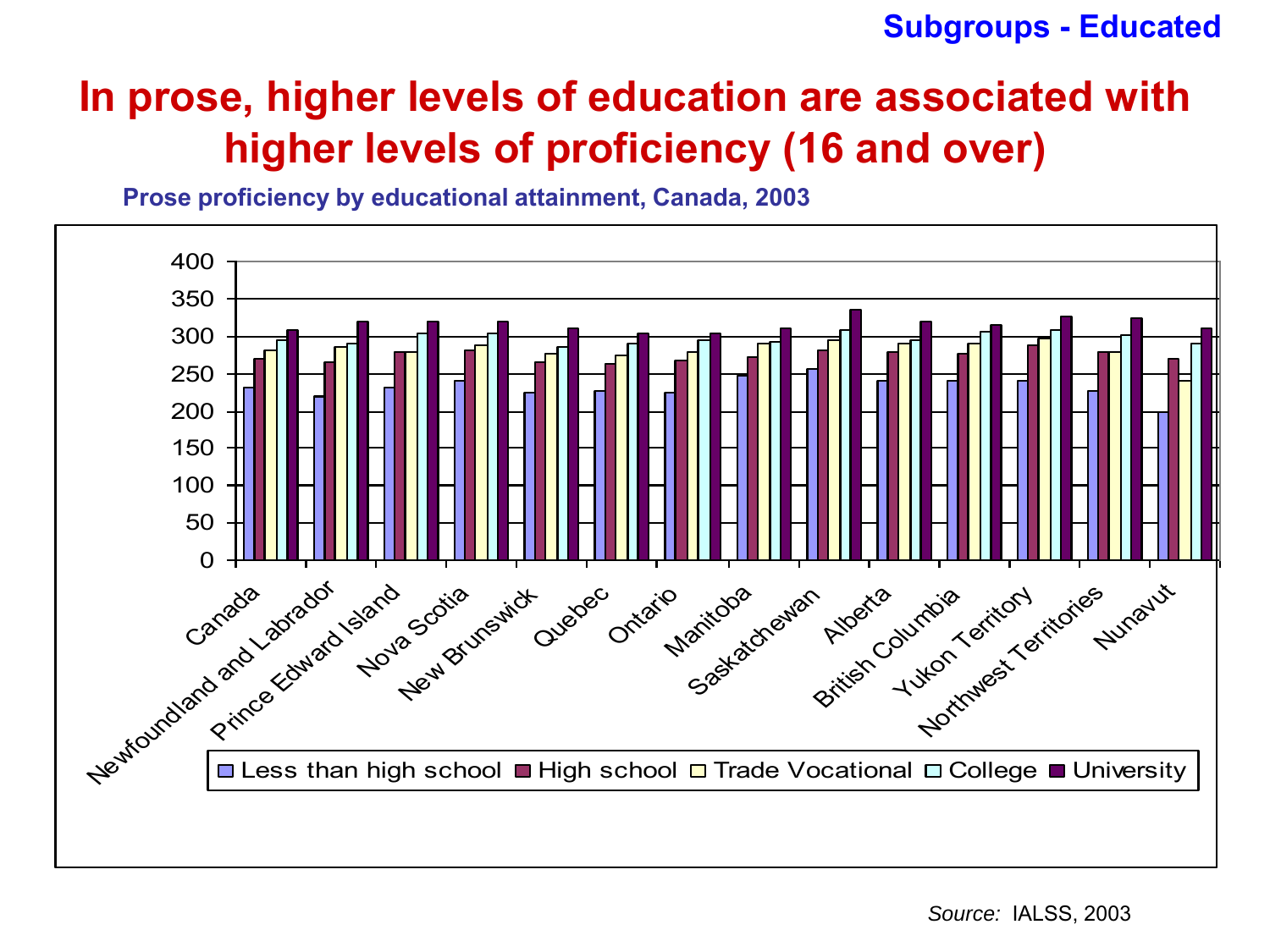**Subgroups - Educated**

# In prose, higher levels of education are associated with higher levels of proficiency (16 and over)

**Prose proficiency by educational attainment, Canada, 2003**

*Source:* IALSS, 2003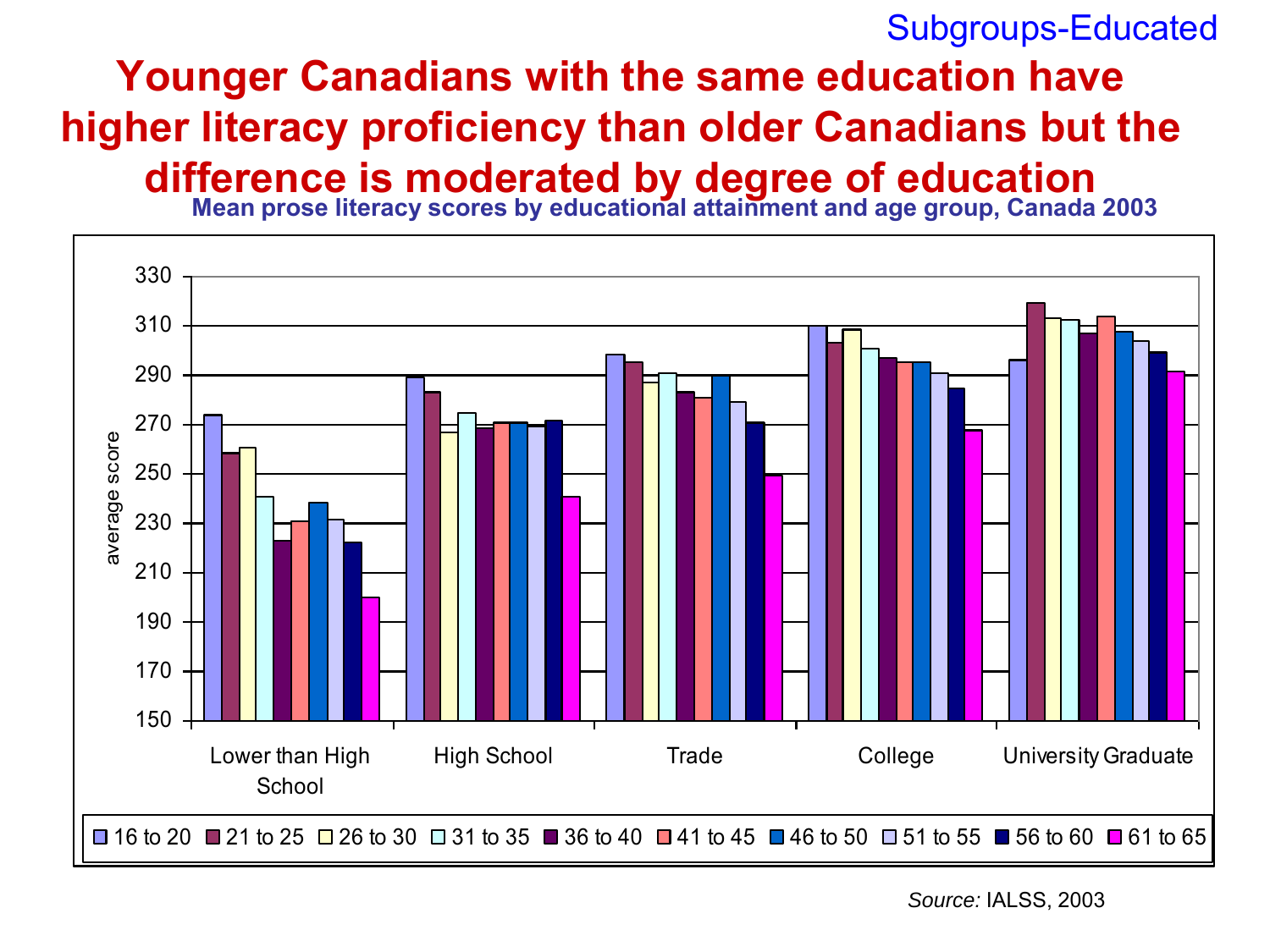Subgroups-Educated

# Younger Canadians with the same education have higher literacy proficiency than older Canadians but the difference is moderated by degree of education

**Mean prose literacy scores by educational attainment and age group, Canada 2003**

average score

330
310
290
270
250
230
210
190
170
150

Lower than High School | High School | Trade | College | University Graduate

16 to 20 | 21 to 25 | 26 to 30 | 31 to 35 | 36 to 40 | 41 to 45 | 46 to 50 | 51 to 55 | 56 to 60 | 61 to 65

*Source:* IALSS, 2003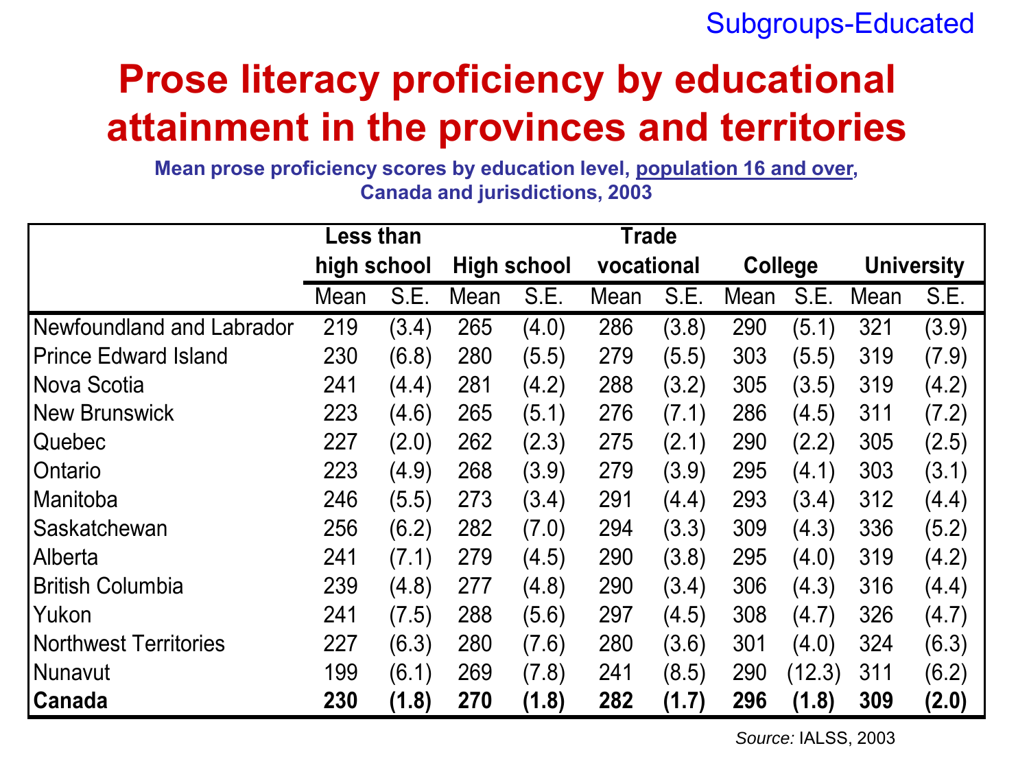Subgroups-Educated

# Prose literacy proficiency by educational attainment in the provinces and territories

**Mean prose proficiency scores by education level, population 16 and over, Canada and jurisdictions, 2003**

| | Less than high school | | High school | | Trade vocational | | College | | University | |
|---|---|---|---|---|---|---|---|---|---|---|
| | Mean | S.E. | Mean | S.E. | Mean | S.E. | Mean | S.E. | Mean | S.E. |
| Newfoundland and Labrador | 219 | (3.4) | 265 | (4.0) | 286 | (3.8) | 290 | (5.1) | 321 | (3.9) |
| Prince Edward Island | 230 | (6.8) | 280 | (5.5) | 279 | (5.5) | 303 | (5.5) | 319 | (7.9) |
| Nova Scotia | 241 | (4.4) | 281 | (4.2) | 288 | (3.2) | 305 | (3.5) | 319 | (4.2) |
| New Brunswick | 223 | (4.6) | 265 | (5.1) | 276 | (7.1) | 286 | (4.5) | 311 | (7.2) |
| Quebec | 227 | (2.0) | 262 | (2.3) | 275 | (2.1) | 290 | (2.2) | 305 | (2.5) |
| Ontario | 223 | (4.9) | 268 | (3.9) | 279 | (3.9) | 295 | (4.1) | 303 | (3.1) |
| Manitoba | 246 | (5.5) | 273 | (3.4) | 291 | (4.4) | 293 | (3.4) | 312 | (4.4) |
| Saskatchewan | 256 | (6.2) | 282 | (7.0) | 294 | (3.3) | 309 | (4.3) | 336 | (5.2) |
| Alberta | 241 | (7.1) | 279 | (4.5) | 290 | (3.8) | 295 | (4.0) | 319 | (4.2) |
| British Columbia | 239 | (4.8) | 277 | (4.8) | 290 | (3.4) | 306 | (4.3) | 316 | (4.4) |
| Yukon | 241 | (7.5) | 288 | (5.6) | 297 | (4.5) | 308 | (4.7) | 326 | (4.7) |
| Northwest Territories | 227 | (6.3) | 280 | (7.6) | 280 | (3.6) | 301 | (4.0) | 324 | (6.3) |
| Nunavut | 199 | (6.1) | 269 | (7.8) | 241 | (8.5) | 290 | (12.3) | 311 | (6.2) |
| **Canada** | **230** | **(1.8)** | **270** | **(1.8)** | **282** | **(1.7)** | **296** | **(1.8)** | **309** | **(2.0)** |

*Source:* IALSS, 2003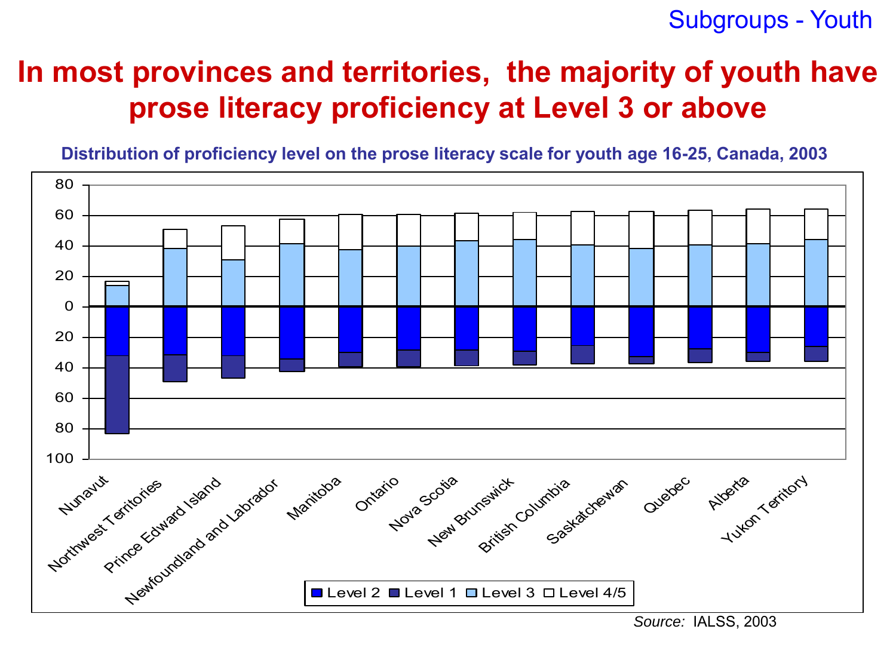Subgroups - Youth

# In most provinces and territories, the majority of youth have prose literacy proficiency at Level 3 or above

**Distribution of proficiency level on the prose literacy scale for youth age 16-25, Canada, 2003**

*Source:* IALSS, 2003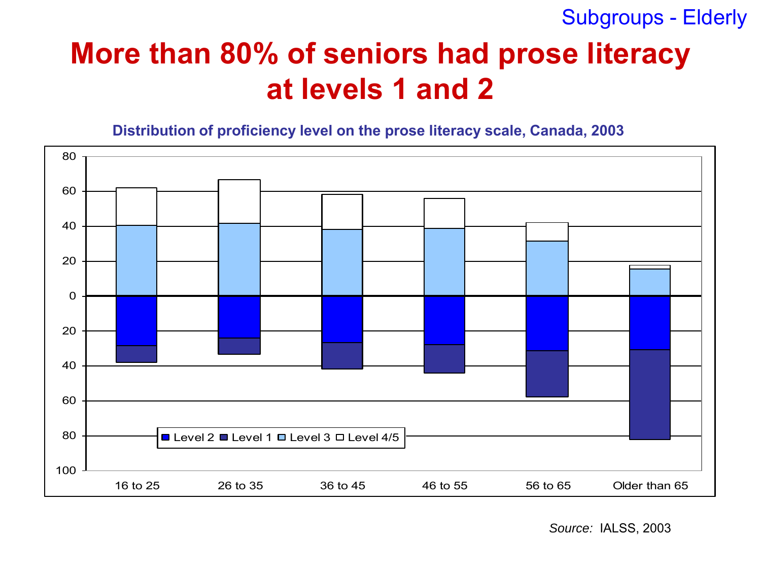Subgroups - Elderly

# More than 80% of seniors had prose literacy at levels 1 and 2

**Distribution of proficiency level on the prose literacy scale, Canada, 2003**

Level 2 | Level 1 | Level 3 | Level 4/5

16 to 25 | 26 to 35 | 36 to 45 | 46 to 55 | 56 to 65 | Older than 65

*Source:* IALSS, 2003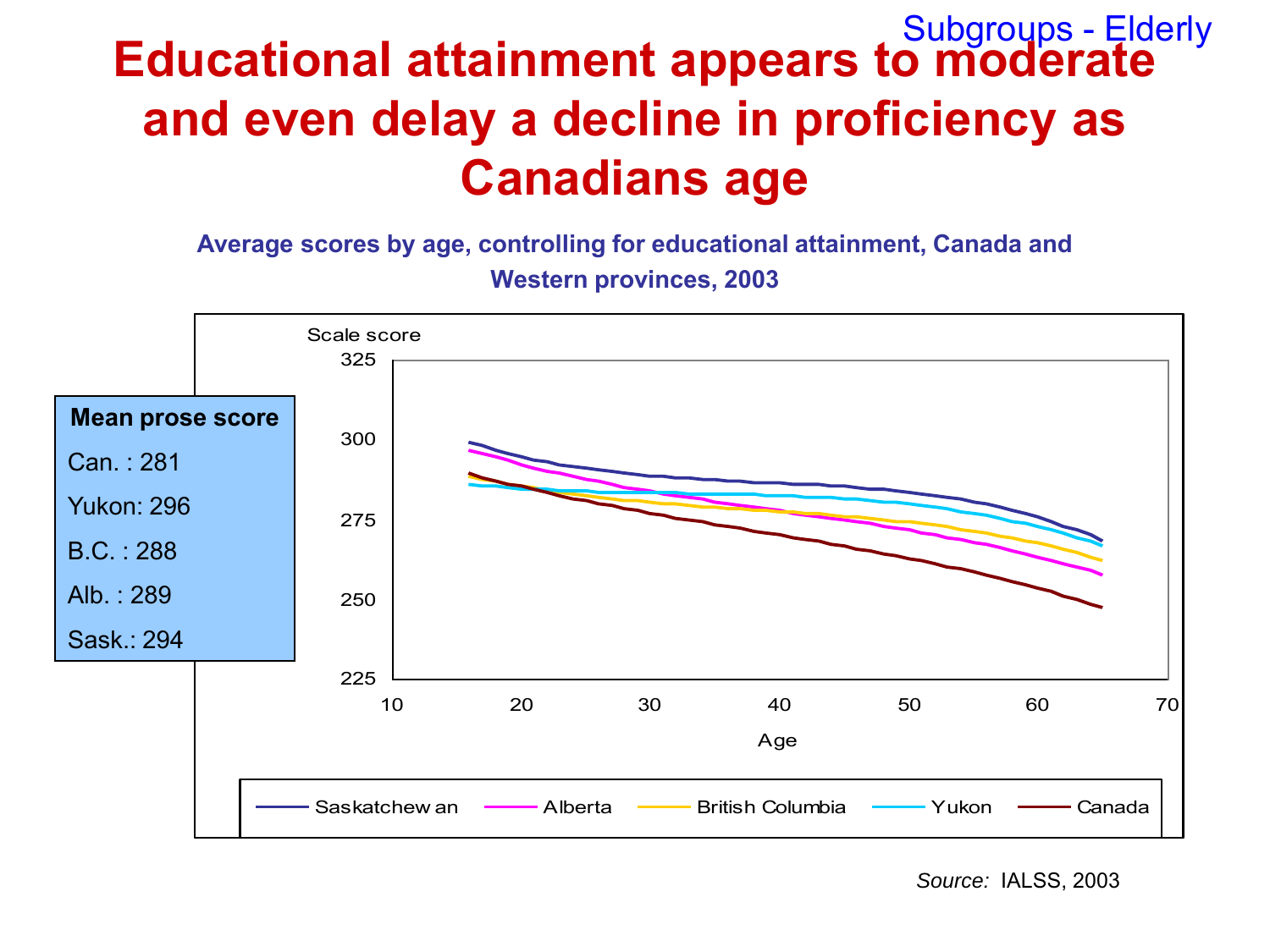Subgroups - Elderly

# Educational attainment appears to moderate and even delay a decline in proficiency as Canadians age

**Average scores by age, controlling for educational attainment, Canada and Western provinces, 2003**

| Mean prose score |
|---|
| Can. : 281 |
| Yukon: 296 |
| B.C. : 288 |
| Alb. : 289 |
| Sask.: 294 |

Scale score

325
300
275
250
225

10 20 30 40 50 60 70

Age

Saskatchewan — Alberta — British Columbia — Yukon — Canada

*Source:* IALSS, 2003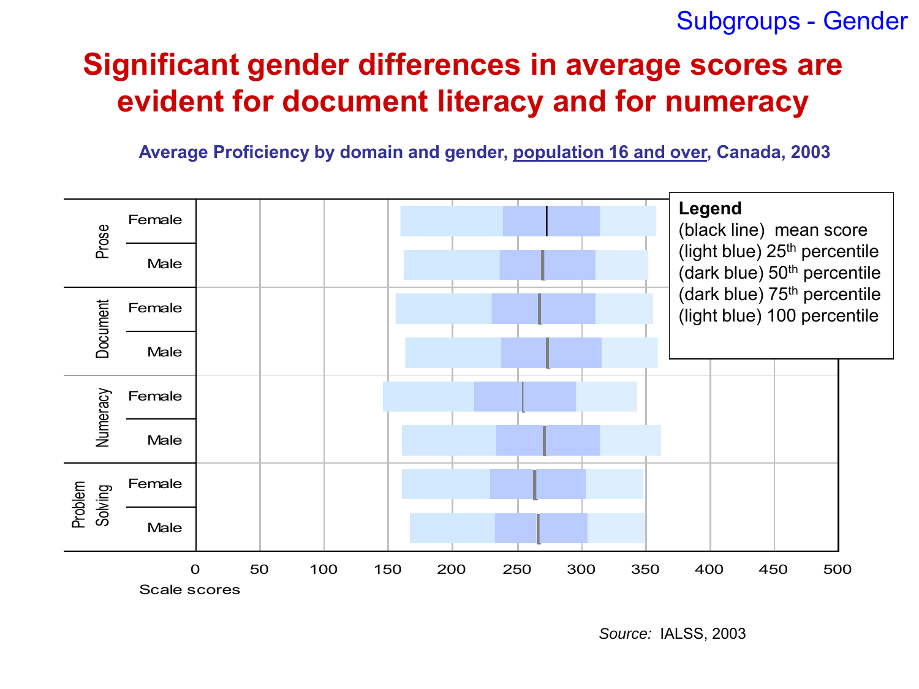Subgroups - Gender

# Significant gender differences in average scores are evident for document literacy and for numeracy

**Average Proficiency by domain and gender, population 16 and over, Canada, 2003**

| Domain | Gender |
|---|---|
| Prose | Female |
| | Male |
| Document | Female |
| | Male |
| Numeracy | Female |
| | Male |
| Problem Solving | Female |
| | Male |

Scale scores: 0, 50, 100, 150, 200, 250, 300, 350, 400, 450, 500

**Legend**
(black line) mean score
(light blue) 25th percentile
(dark blue) 50th percentile
(dark blue) 75th percentile
(light blue) 100 percentile

*Source:* IALSS, 2003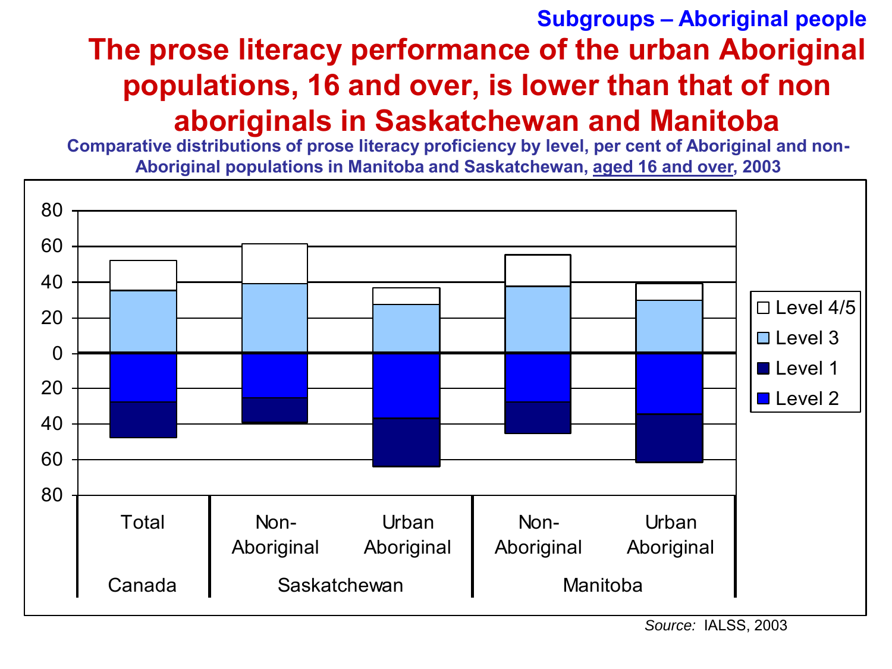**Subgroups – Aboriginal people**

# The prose literacy performance of the urban Aboriginal populations, 16 and over, is lower than that of non aboriginals in Saskatchewan and Manitoba

**Comparative distributions of prose literacy proficiency by level, per cent of Aboriginal and non-Aboriginal populations in Manitoba and Saskatchewan, aged 16 and over, 2003**

80
60
40
20
0
20
40
60
80

Level 4/5
Level 3
Level 1
Level 2

| Canada | Saskatchewan | | Manitoba | |
|---|---|---|---|---|
| Total | Non-Aboriginal | Urban Aboriginal | Non-Aboriginal | Urban Aboriginal |

*Source:* IALSS, 2003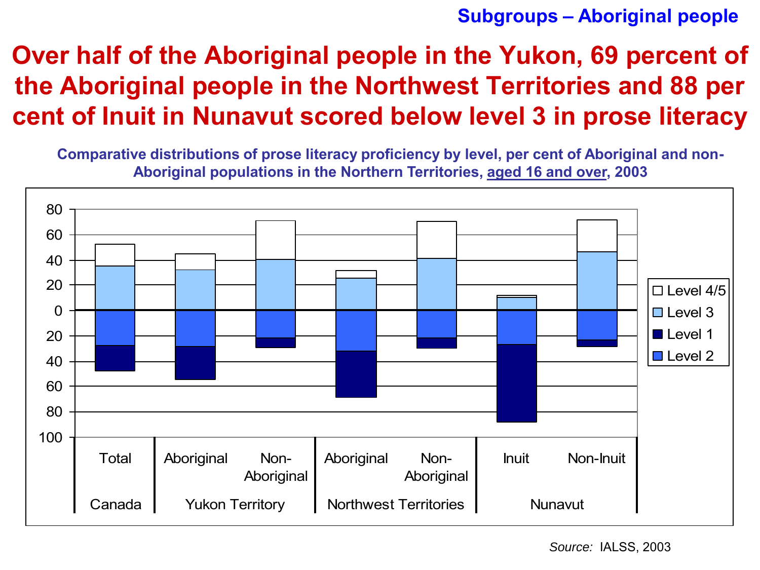Subgroups – Aboriginal people

# Over half of the Aboriginal people in the Yukon, 69 percent of the Aboriginal people in the Northwest Territories and 88 per cent of Inuit in Nunavut scored below level 3 in prose literacy

**Comparative distributions of prose literacy proficiency by level, per cent of Aboriginal and non-Aboriginal populations in the Northern Territories, aged 16 and over, 2003**

Legend: Level 4/5, Level 3, Level 1, Level 2

Canada: Total
Yukon Territory: Aboriginal, Non-Aboriginal
Northwest Territories: Aboriginal, Non-Aboriginal
Nunavut: Inuit, Non-Inuit

*Source:* IALSS, 2003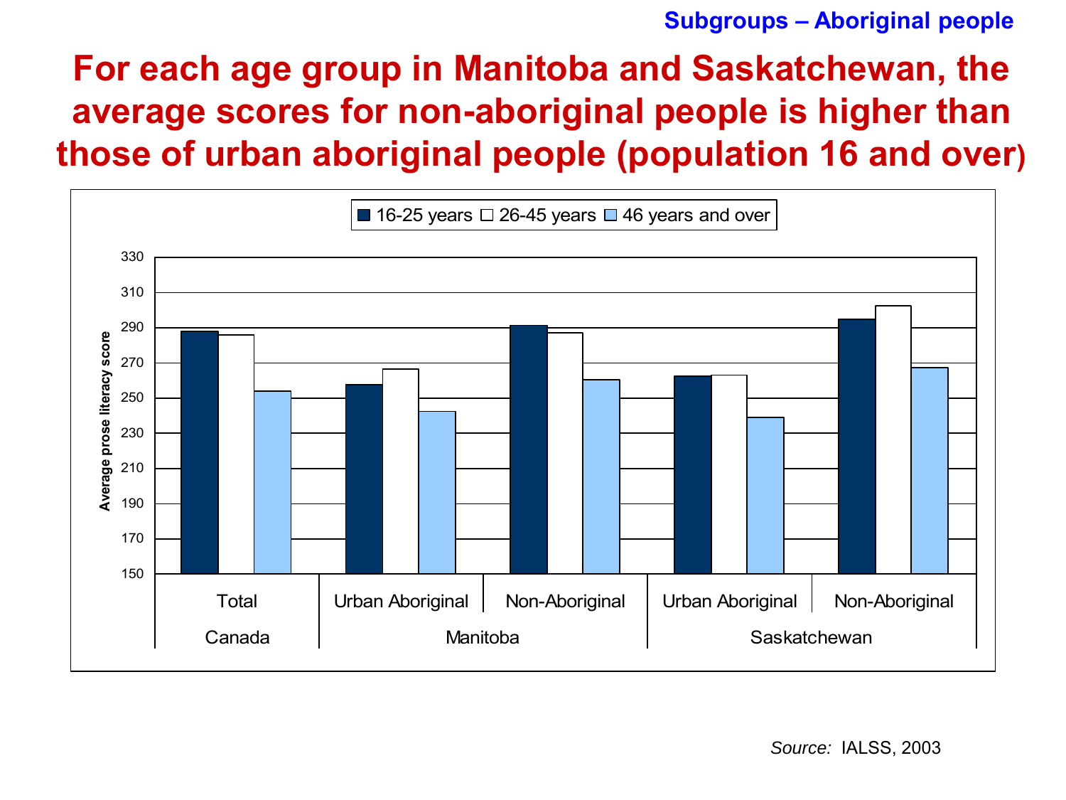**Subgroups – Aboriginal people**

# For each age group in Manitoba and Saskatchewan, the average scores for non-aboriginal people is higher than those of urban aboriginal people (population 16 and over)

Average prose literacy score

| | | 16-25 years | 26-45 years | 46 years and over |
|---|---|---|---|---|
| Canada | Total | 288 | 286 | 254 |
| Manitoba | Urban Aboriginal | 257 | 266 | 242 |
| Manitoba | Non-Aboriginal | 291 | 287 | 260 |
| Saskatchewan | Urban Aboriginal | 262 | 263 | 239 |
| Saskatchewan | Non-Aboriginal | 295 | 302 | 267 |

*Source:* IALSS, 2003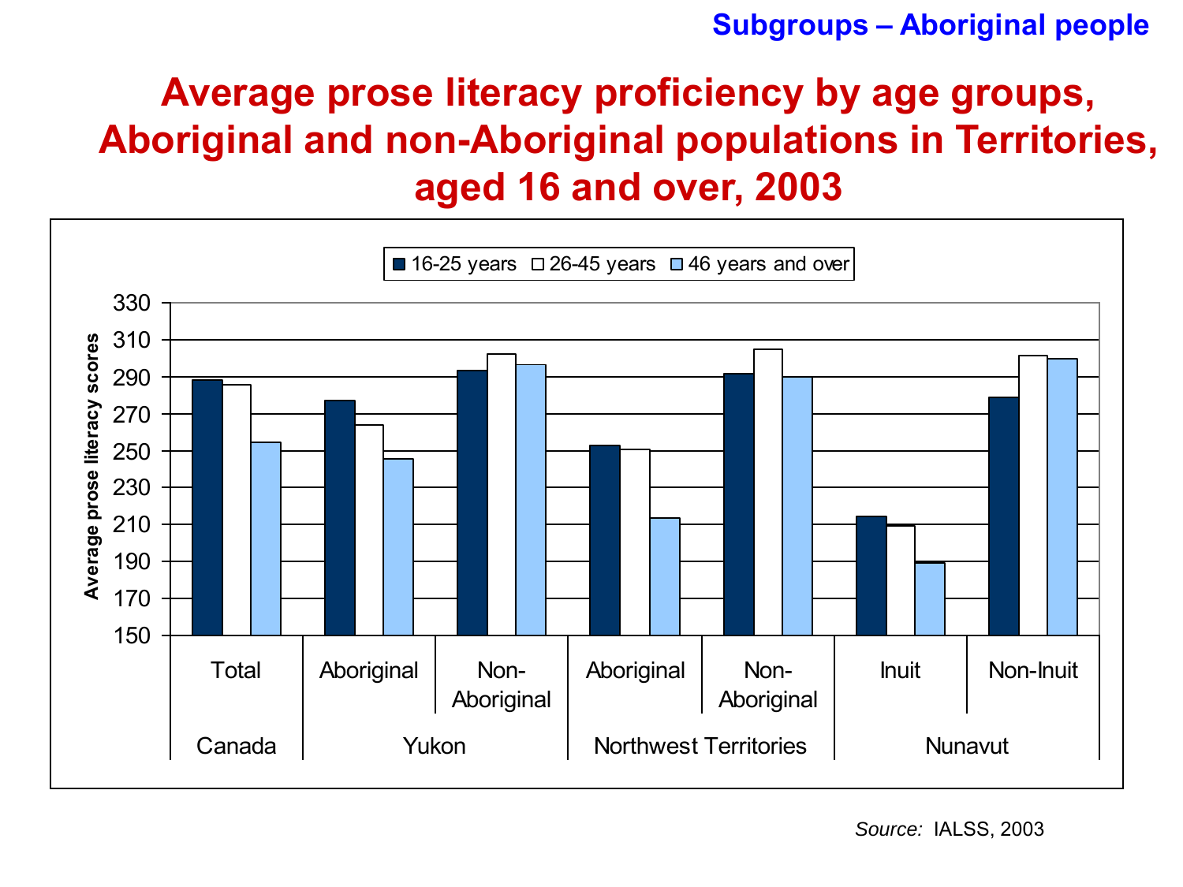**Subgroups – Aboriginal people**

# Average prose literacy proficiency by age groups, Aboriginal and non-Aboriginal populations in Territories, aged 16 and over, 2003

Legend: 16-25 years | 26-45 years | 46 years and over

Y-axis: Average prose literacy scores (150–330)

| Region | Group |
|---|---|
| Canada | Total |
| Yukon | Aboriginal |
| Yukon | Non-Aboriginal |
| Northwest Territories | Aboriginal |
| Northwest Territories | Non-Aboriginal |
| Nunavut | Inuit |
| Nunavut | Non-Inuit |

*Source:* IALSS, 2003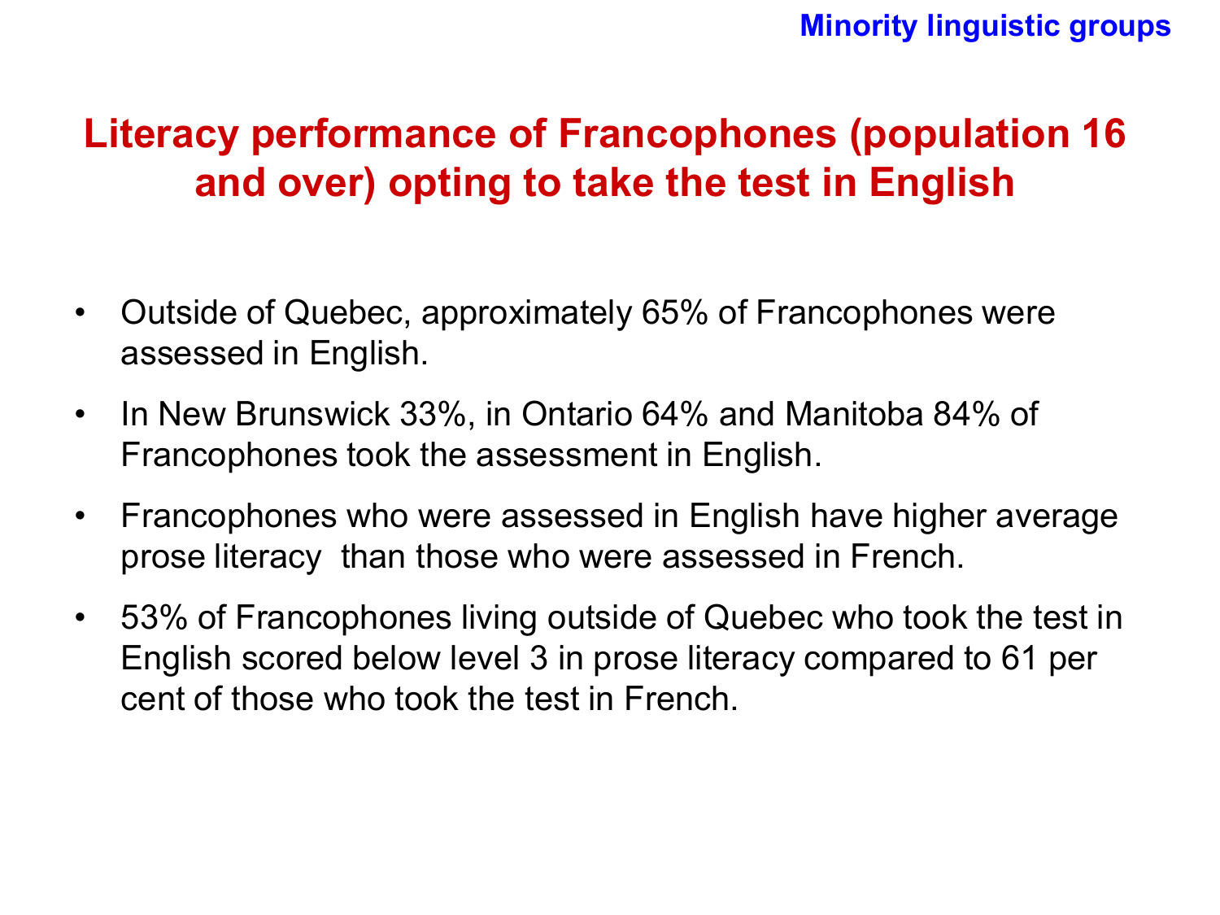Minority linguistic groups

# Literacy performance of Francophones (population 16 and over) opting to take the test in English

- Outside of Quebec, approximately 65% of Francophones were assessed in English.
- In New Brunswick 33%, in Ontario 64% and Manitoba 84% of Francophones took the assessment in English.
- Francophones who were assessed in English have higher average prose literacy than those who were assessed in French.
- 53% of Francophones living outside of Quebec who took the test in English scored below level 3 in prose literacy compared to 61 per cent of those who took the test in French.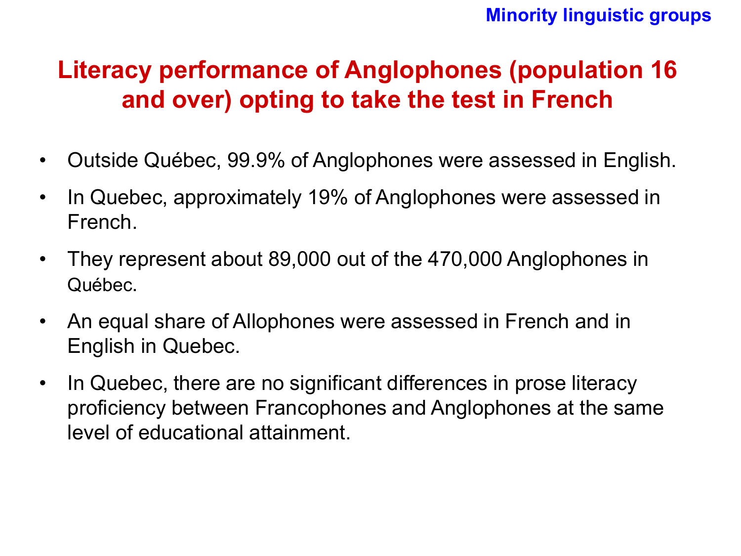Minority linguistic groups

# Literacy performance of Anglophones (population 16 and over) opting to take the test in French

- Outside Québec, 99.9% of Anglophones were assessed in English.
- In Quebec, approximately 19% of Anglophones were assessed in French.
- They represent about 89,000 out of the 470,000 Anglophones in Québec.
- An equal share of Allophones were assessed in French and in English in Quebec.
- In Quebec, there are no significant differences in prose literacy proficiency between Francophones and Anglophones at the same level of educational attainment.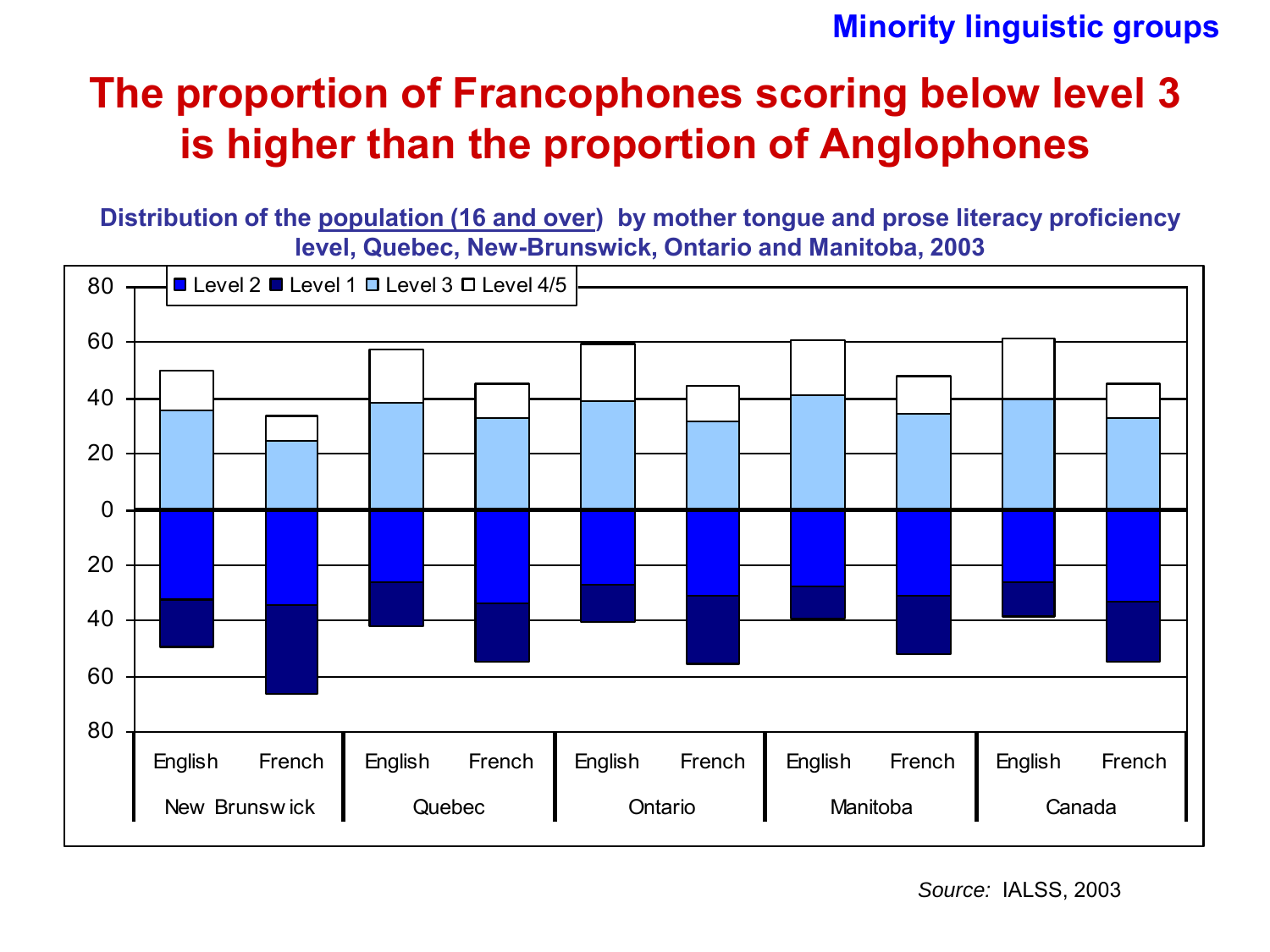Minority linguistic groups

# The proportion of Francophones scoring below level 3 is higher than the proportion of Anglophones

**Distribution of the population (16 and over) by mother tongue and prose literacy proficiency level, Quebec, New-Brunswick, Ontario and Manitoba, 2003**

Legend: Level 2, Level 1, Level 3, Level 4/5

Y-axis: 80, 60, 40, 20, 0, 20, 40, 60, 80

| New Brunswick | | Quebec | | Ontario | | Manitoba | | Canada | |
|---|---|---|---|---|---|---|---|---|---|
| English | French | English | French | English | French | English | French | English | French |

*Source:* IALSS, 2003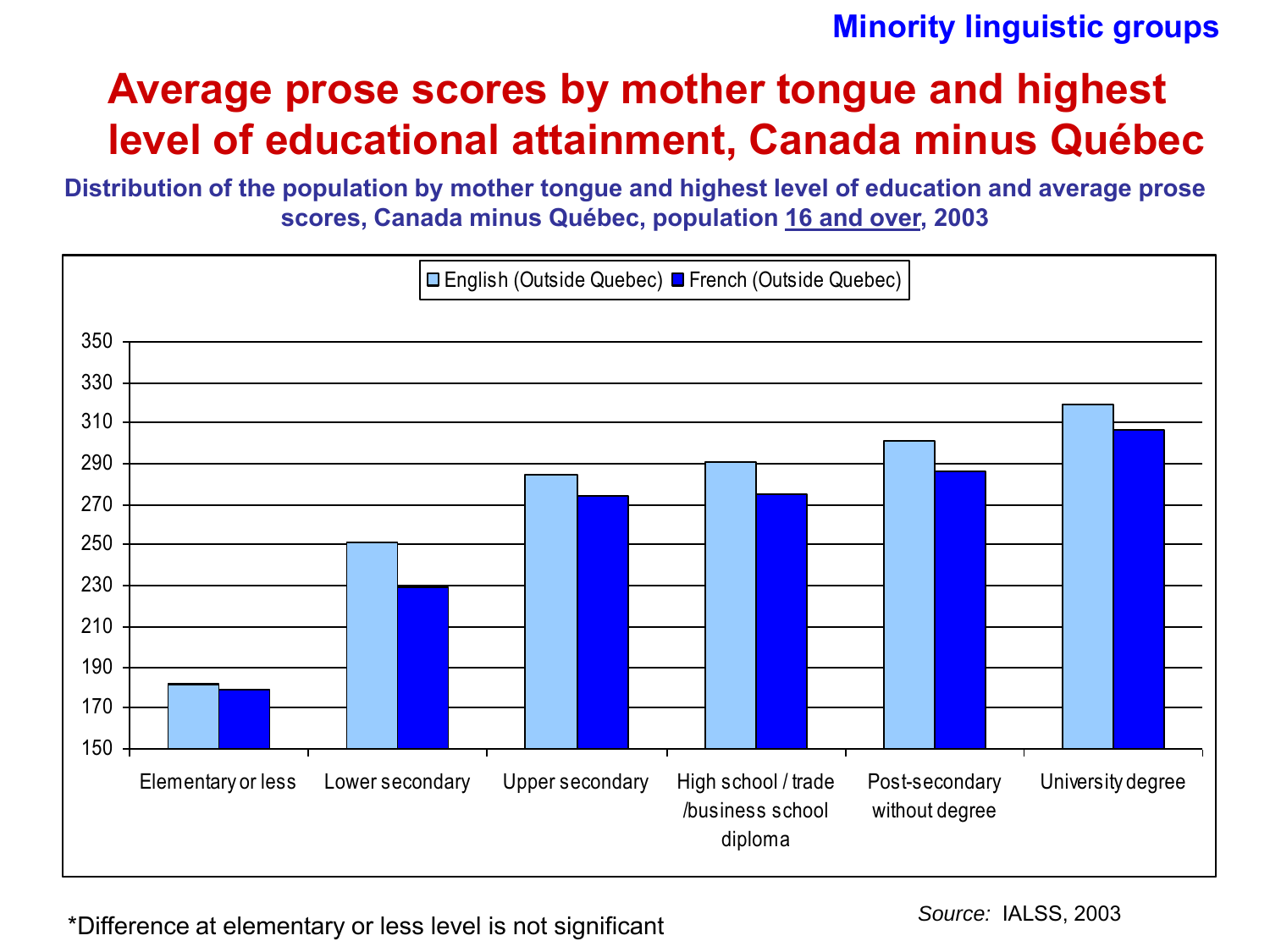**Minority linguistic groups**

# Average prose scores by mother tongue and highest level of educational attainment, Canada minus Québec

**Distribution of the population by mother tongue and highest level of education and average prose scores, Canada minus Québec, population 16 and over, 2003**

English (Outside Quebec) | French (Outside Quebec)

350, 330, 310, 290, 270, 250, 230, 210, 190, 170, 150

Elementary or less | Lower secondary | Upper secondary | High school / trade /business school diploma | Post-secondary without degree | University degree

*Difference at elementary or less level is not significant

*Source:* IALSS, 2003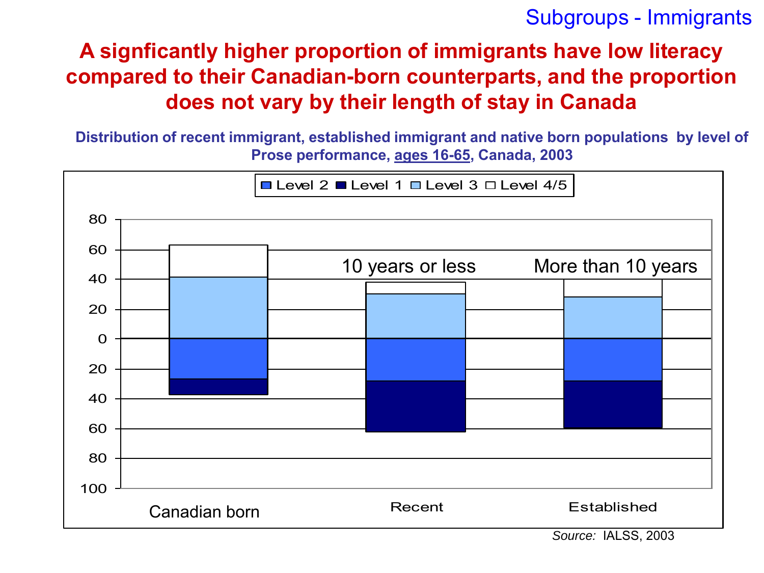Subgroups - Immigrants

# A signficantly higher proportion of immigrants have low literacy compared to their Canadian-born counterparts, and the proportion does not vary by their length of stay in Canada

**Distribution of recent immigrant, established immigrant and native born populations by level of Prose performance, ages 16-65, Canada, 2003**

Level 2 | Level 1 | Level 3 | Level 4/5

Canadian born | Recent (10 years or less) | Established (More than 10 years)

*Source:* IALSS, 2003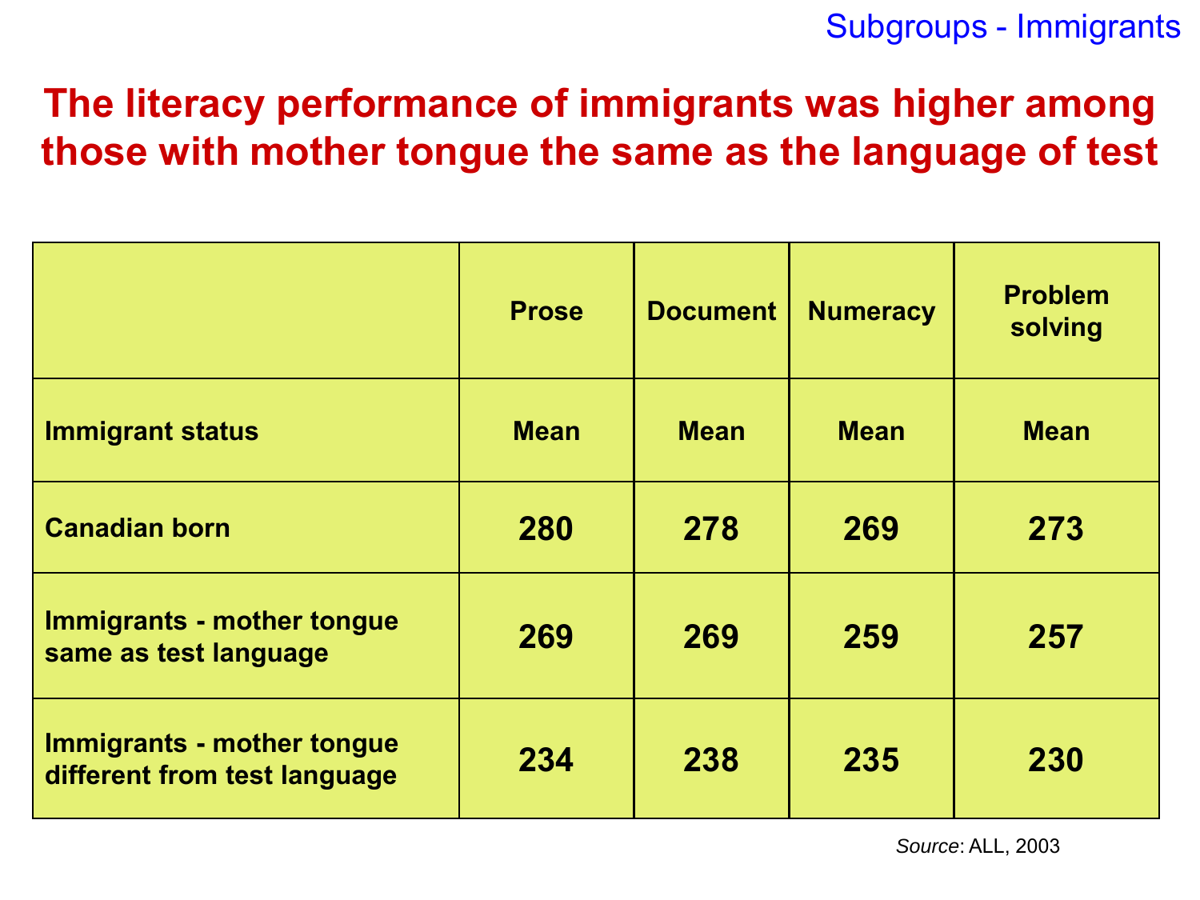Subgroups - Immigrants

# The literacy performance of immigrants was higher among those with mother tongue the same as the language of test

| | Prose | Document | Numeracy | Problem solving |
|---|---|---|---|---|
| **Immigrant status** | **Mean** | **Mean** | **Mean** | **Mean** |
| **Canadian born** | **280** | **278** | **269** | **273** |
| **Immigrants - mother tongue same as test language** | **269** | **269** | **259** | **257** |
| **Immigrants - mother tongue different from test language** | **234** | **238** | **235** | **230** |

*Source*: ALL, 2003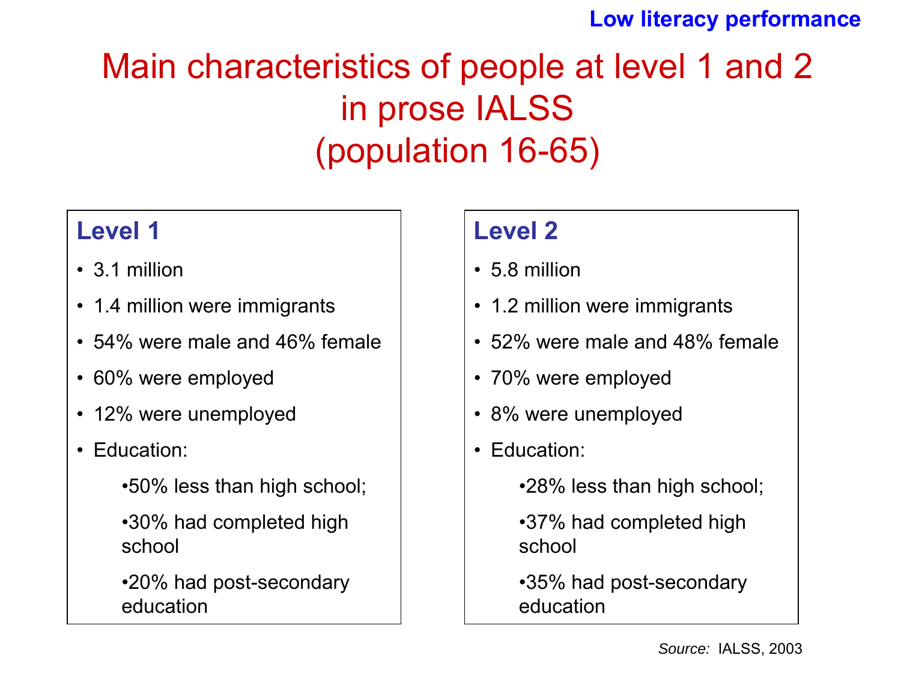Low literacy performance

# Main characteristics of people at level 1 and 2 in prose IALSS (population 16-65)

### Level 1

- 3.1 million
- 1.4 million were immigrants
- 54% were male and 46% female
- 60% were employed
- 12% were unemployed
- Education:
  - 50% less than high school;
  - 30% had completed high school
  - 20% had post-secondary education

### Level 2

- 5.8 million
- 1.2 million were immigrants
- 52% were male and 48% female
- 70% were employed
- 8% were unemployed
- Education:
  - 28% less than high school;
  - 37% had completed high school
  - 35% had post-secondary education

*Source:* IALSS, 2003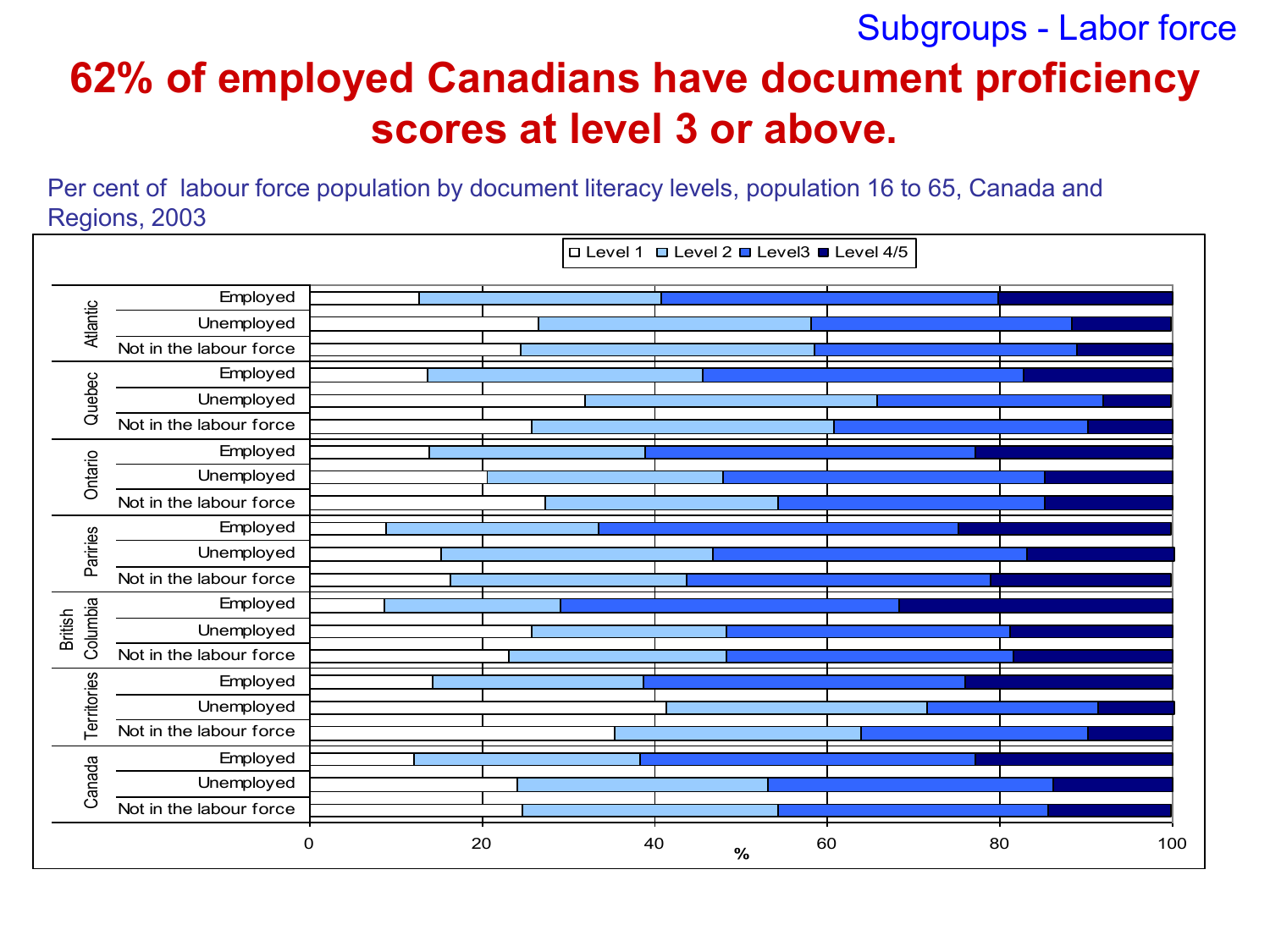Subgroups - Labor force

# 62% of employed Canadians have document proficiency scores at level 3 or above.

Per cent of labour force population by document literacy levels, population 16 to 65, Canada and Regions, 2003

Legend: Level 1, Level 2, Level3, Level 4/5

| Region | Labour force status |
|---|---|
| Atlantic | Employed |
| | Unemployed |
| | Not in the labour force |
| Quebec | Employed |
| | Unemployed |
| | Not in the labour force |
| Ontario | Employed |
| | Unemployed |
| | Not in the labour force |
| Pariries | Employed |
| | Unemployed |
| | Not in the labour force |
| British Columbia | Employed |
| | Unemployed |
| | Not in the labour force |
| Territories | Employed |
| | Unemployed |
| | Not in the labour force |
| Canada | Employed |
| | Unemployed |
| | Not in the labour force |

Horizontal axis: % (0, 20, 40, 60, 80, 100)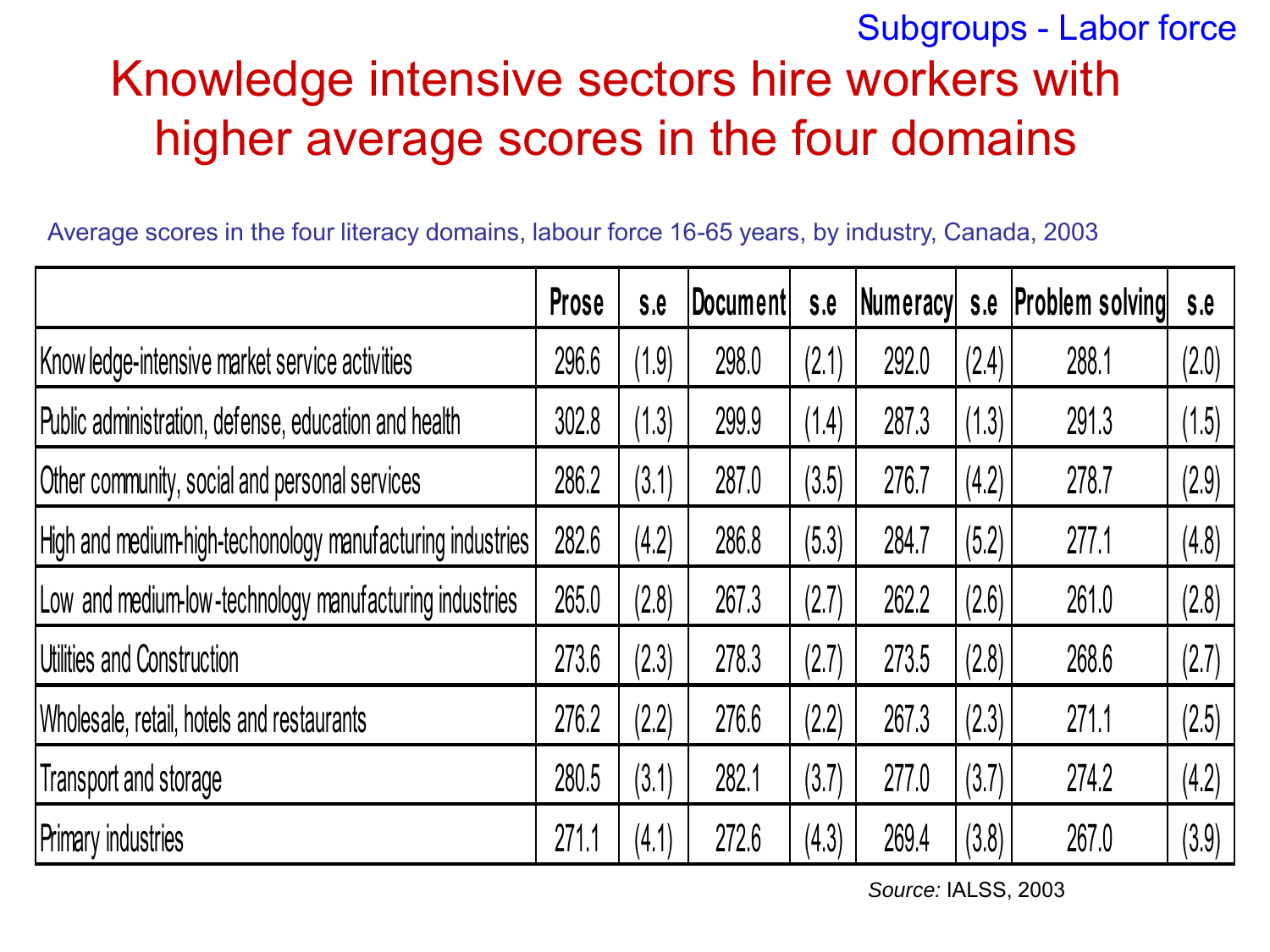Subgroups - Labor force

# Knowledge intensive sectors hire workers with higher average scores in the four domains

Average scores in the four literacy domains, labour force 16-65 years, by industry, Canada, 2003

| | Prose | s.e | Document | s.e | Numeracy | s.e | Problem solving | s.e |
|---|---|---|---|---|---|---|---|---|
| Knowledge-intensive market service activities | 296.6 | (1.9) | 298.0 | (2.1) | 292.0 | (2.4) | 288.1 | (2.0) |
| Public administration, defense, education and health | 302.8 | (1.3) | 299.9 | (1.4) | 287.3 | (1.3) | 291.3 | (1.5) |
| Other community, social and personal services | 286.2 | (3.1) | 287.0 | (3.5) | 276.7 | (4.2) | 278.7 | (2.9) |
| High and medium-high-techonology manufacturing industries | 282.6 | (4.2) | 286.8 | (5.3) | 284.7 | (5.2) | 277.1 | (4.8) |
| Low and medium-low-technology manufacturing industries | 265.0 | (2.8) | 267.3 | (2.7) | 262.2 | (2.6) | 261.0 | (2.8) |
| Utilities and Construction | 273.6 | (2.3) | 278.3 | (2.7) | 273.5 | (2.8) | 268.6 | (2.7) |
| Wholesale, retail, hotels and restaurants | 276.2 | (2.2) | 276.6 | (2.2) | 267.3 | (2.3) | 271.1 | (2.5) |
| Transport and storage | 280.5 | (3.1) | 282.1 | (3.7) | 277.0 | (3.7) | 274.2 | (4.2) |
| Primary industries | 271.1 | (4.1) | 272.6 | (4.3) | 269.4 | (3.8) | 267.0 | (3.9) |

*Source:* IALSS, 2003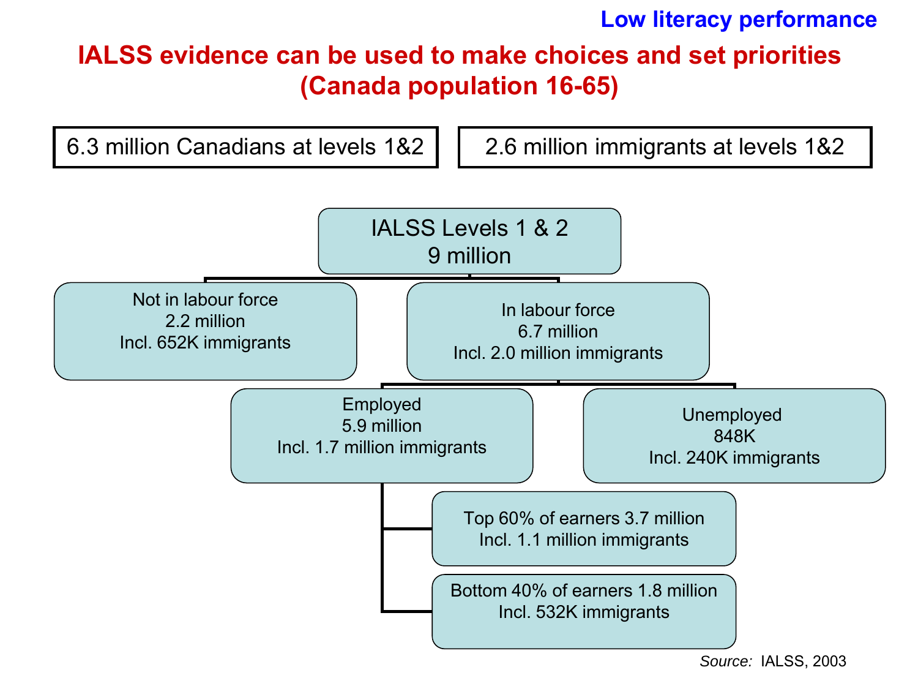**Low literacy performance**

# IALSS evidence can be used to make choices and set priorities (Canada population 16-65)

6.3 million Canadians at levels 1&2

2.6 million immigrants at levels 1&2

- IALSS Levels 1 & 2
  9 million
  - Not in labour force
    2.2 million
    Incl. 652K immigrants
  - In labour force
    6.7 million
    Incl. 2.0 million immigrants
    - Employed
      5.9 million
      Incl. 1.7 million immigrants
      - Top 60% of earners 3.7 million
        Incl. 1.1 million immigrants
      - Bottom 40% of earners 1.8 million
        Incl. 532K immigrants
    - Unemployed
      848K
      Incl. 240K immigrants

*Source:* IALSS, 2003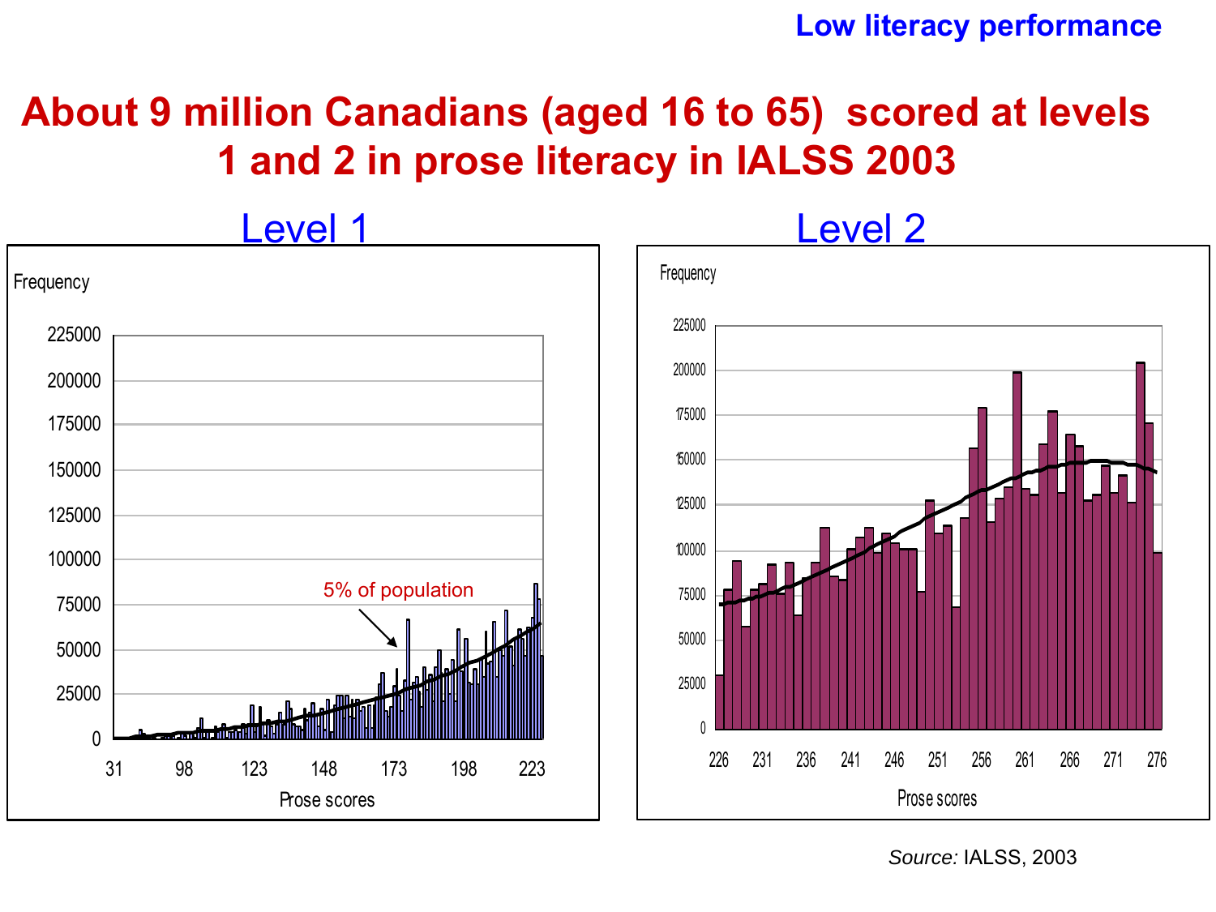Low literacy performance

# About 9 million Canadians (aged 16 to 65) scored at levels 1 and 2 in prose literacy in IALSS 2003

## Level 1

Frequency

225000
200000
175000
150000
125000
100000
75000
50000
25000
0

5% of population

31 98 123 148 173 198 223

Prose scores

## Level 2

Frequency

225000
200000
175000
150000
125000
100000
75000
50000
25000
0

226 231 236 241 246 251 256 261 266 271 276

Prose scores

*Source:* IALSS, 2003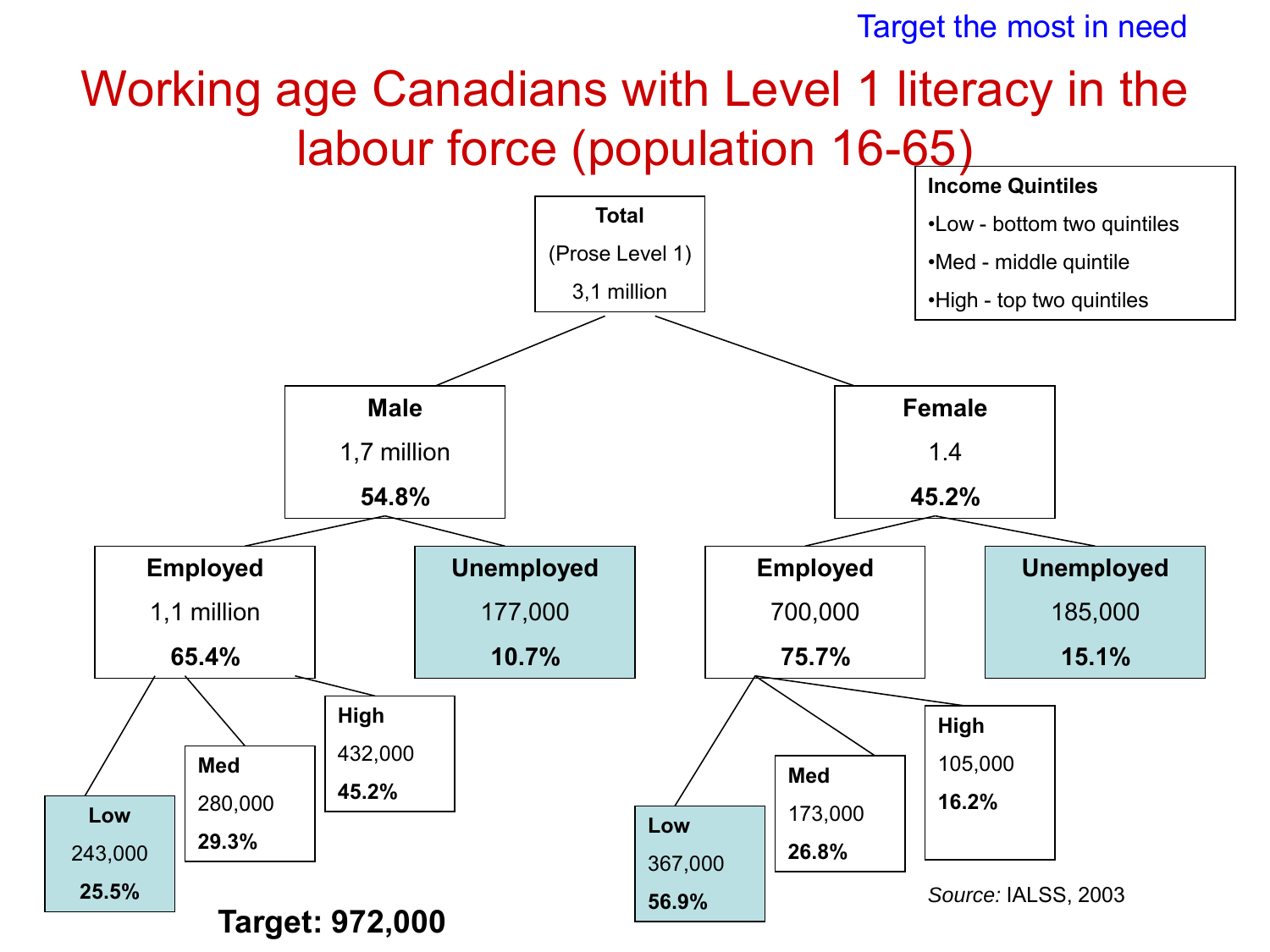Target the most in need

# Working age Canadians with Level 1 literacy in the labour force (population 16-65)

**Income Quintiles**

- Low - bottom two quintiles
- Med - middle quintile
- High - top two quintiles

**Total**
(Prose Level 1)
3,1 million

- **Male**
  1,7 million
  **54.8%**
  - **Employed**
    1,1 million
    **65.4%**
    - **Low**
      243,000
      **25.5%**
    - **Med**
      280,000
      **29.3%**
    - **High**
      432,000
      **45.2%**
  - **Unemployed**
    177,000
    **10.7%**
- **Female**
  1.4
  **45.2%**
  - **Employed**
    700,000
    **75.7%**
    - **Low**
      367,000
      **56.9%**
    - **Med**
      173,000
      **26.8%**
    - **High**
      105,000
      **16.2%**
  - **Unemployed**
    185,000
    **15.1%**

**Target: 972,000**

*Source:* IALSS, 2003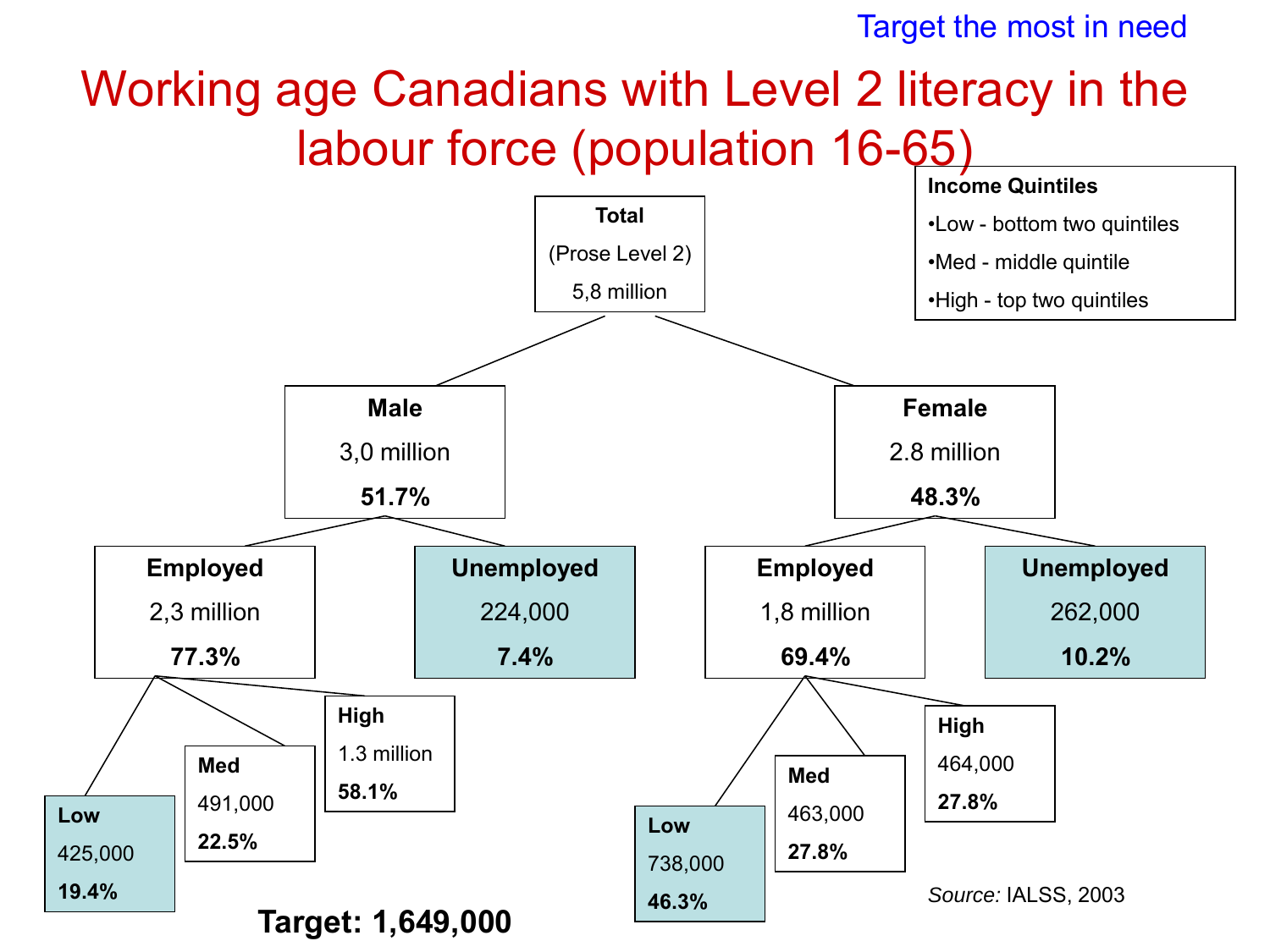Target the most in need

# Working age Canadians with Level 2 literacy in the labour force (population 16-65)

**Income Quintiles**

- Low - bottom two quintiles
- Med - middle quintile
- High - top two quintiles

**Total**
(Prose Level 2)
5,8 million

- **Male**
  3,0 million
  **51.7%**
  - **Employed**
    2,3 million
    **77.3%**
    - **Low**
      425,000
      **19.4%**
    - **Med**
      491,000
      **22.5%**
    - **High**
      1.3 million
      **58.1%**
  - **Unemployed**
    224,000
    **7.4%**
- **Female**
  2.8 million
  **48.3%**
  - **Employed**
    1,8 million
    **69.4%**
    - **Low**
      738,000
      **46.3%**
    - **Med**
      463,000
      **27.8%**
    - **High**
      464,000
      **27.8%**
  - **Unemployed**
    262,000
    **10.2%**

**Target: 1,649,000**

*Source:* IALSS, 2003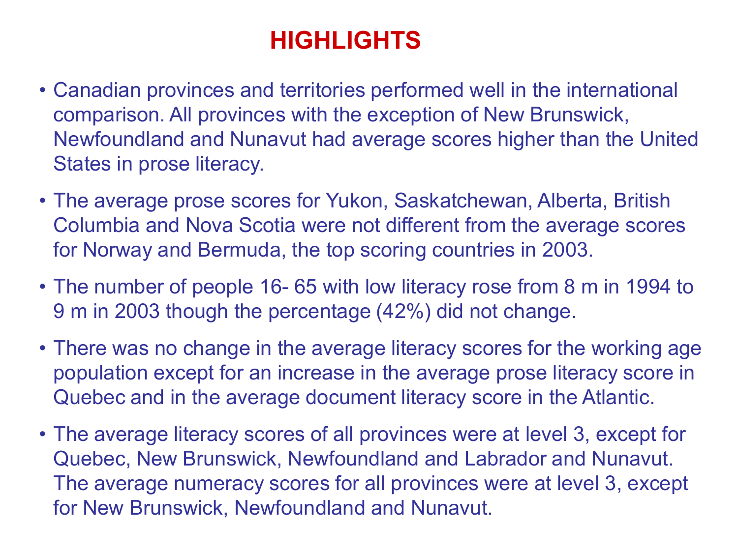# HIGHLIGHTS

- Canadian provinces and territories performed well in the international comparison. All provinces with the exception of New Brunswick, Newfoundland and Nunavut had average scores higher than the United States in prose literacy.
- The average prose scores for Yukon, Saskatchewan, Alberta, British Columbia and Nova Scotia were not different from the average scores for Norway and Bermuda, the top scoring countries in 2003.
- The number of people 16- 65 with low literacy rose from 8 m in 1994 to 9 m in 2003 though the percentage (42%) did not change.
- There was no change in the average literacy scores for the working age population except for an increase in the average prose literacy score in Quebec and in the average document literacy score in the Atlantic.
- The average literacy scores of all provinces were at level 3, except for Quebec, New Brunswick, Newfoundland and Labrador and Nunavut. The average numeracy scores for all provinces were at level 3, except for New Brunswick, Newfoundland and Nunavut.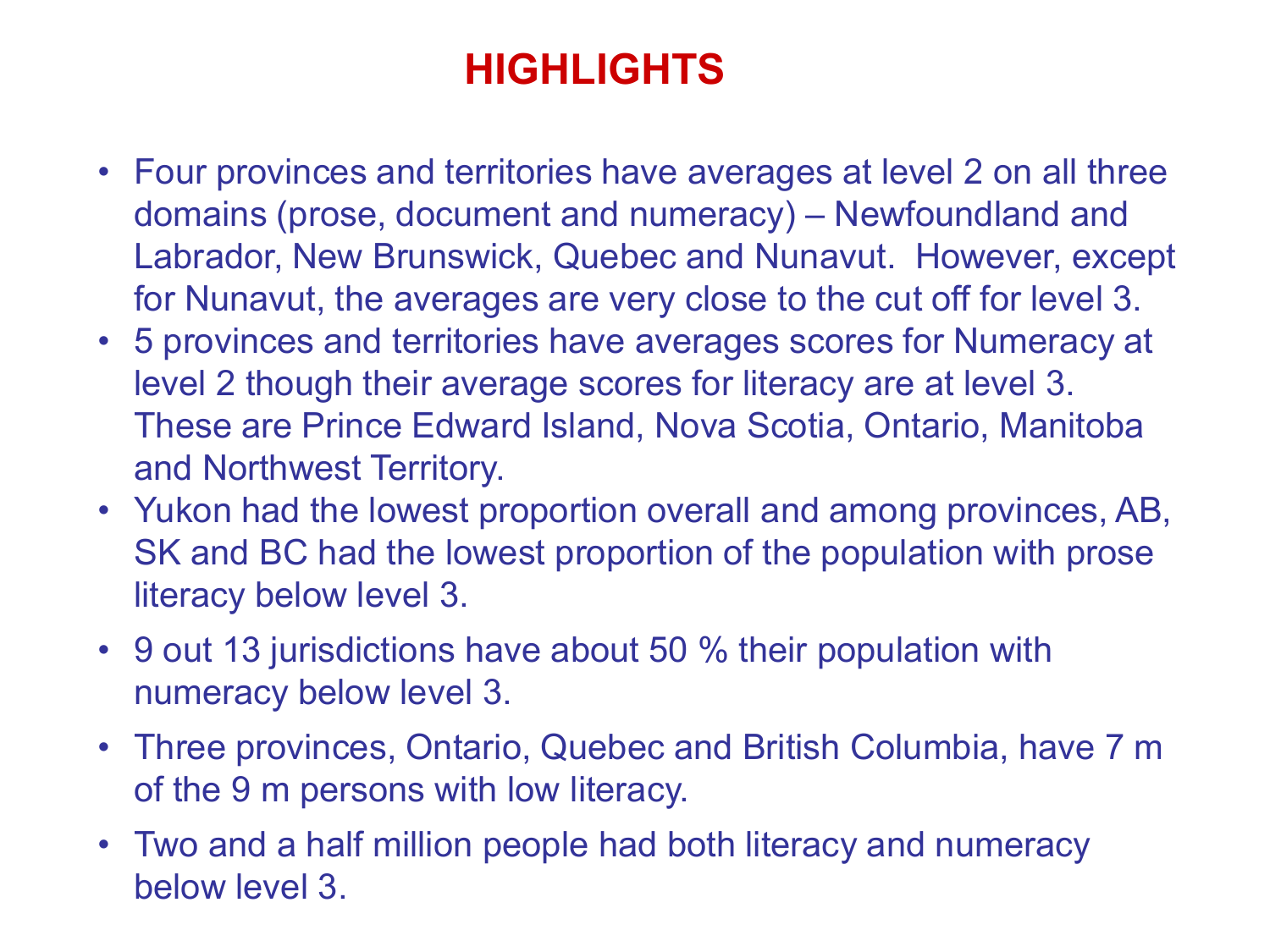# HIGHLIGHTS

- Four provinces and territories have averages at level 2 on all three domains (prose, document and numeracy) – Newfoundland and Labrador, New Brunswick, Quebec and Nunavut. However, except for Nunavut, the averages are very close to the cut off for level 3.
- 5 provinces and territories have averages scores for Numeracy at level 2 though their average scores for literacy are at level 3. These are Prince Edward Island, Nova Scotia, Ontario, Manitoba and Northwest Territory.
- Yukon had the lowest proportion overall and among provinces, AB, SK and BC had the lowest proportion of the population with prose literacy below level 3.
- 9 out 13 jurisdictions have about 50 % their population with numeracy below level 3.
- Three provinces, Ontario, Quebec and British Columbia, have 7 m of the 9 m persons with low literacy.
- Two and a half million people had both literacy and numeracy below level 3.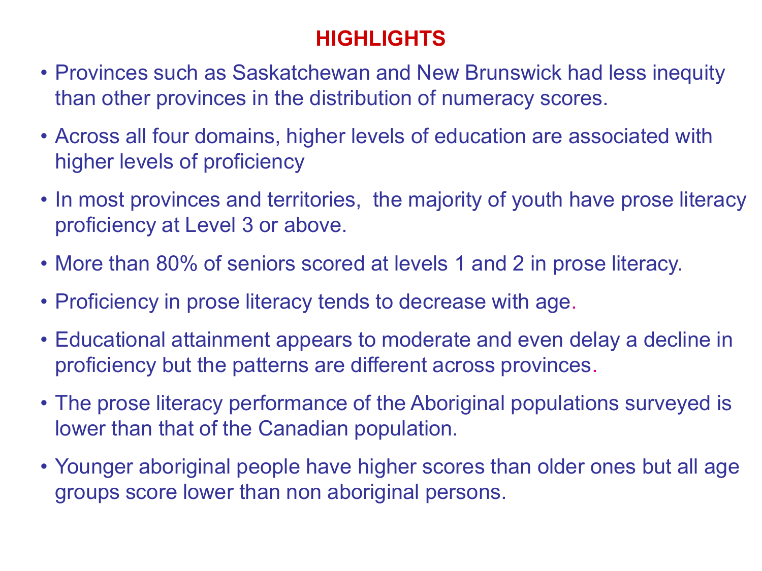# HIGHLIGHTS

- Provinces such as Saskatchewan and New Brunswick had less inequity than other provinces in the distribution of numeracy scores.
- Across all four domains, higher levels of education are associated with higher levels of proficiency
- In most provinces and territories, the majority of youth have prose literacy proficiency at Level 3 or above.
- More than 80% of seniors scored at levels 1 and 2 in prose literacy.
- Proficiency in prose literacy tends to decrease with age.
- Educational attainment appears to moderate and even delay a decline in proficiency but the patterns are different across provinces.
- The prose literacy performance of the Aboriginal populations surveyed is lower than that of the Canadian population.
- Younger aboriginal people have higher scores than older ones but all age groups score lower than non aboriginal persons.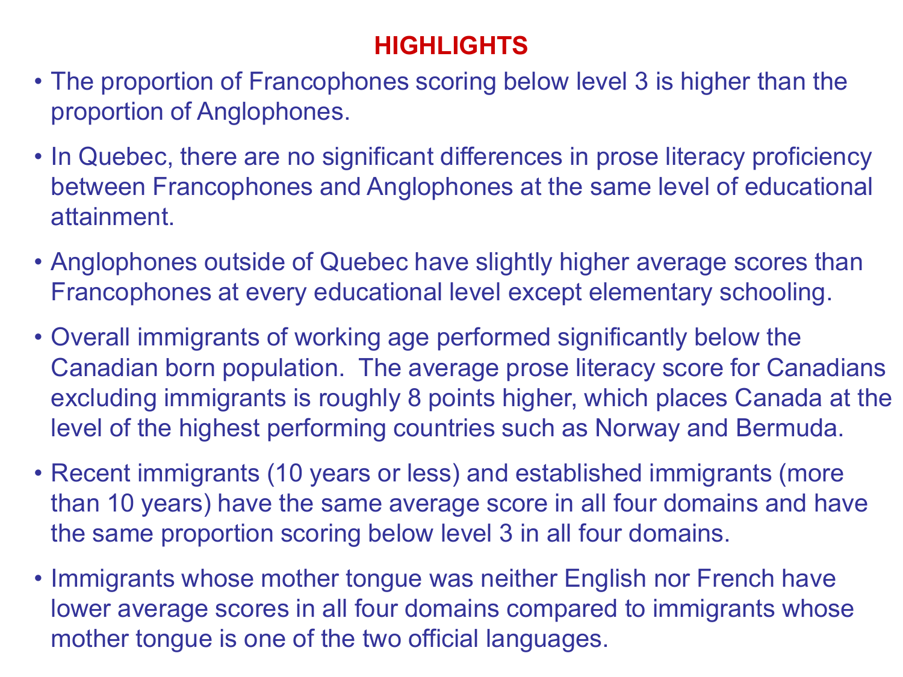# HIGHLIGHTS

- The proportion of Francophones scoring below level 3 is higher than the proportion of Anglophones.
- In Quebec, there are no significant differences in prose literacy proficiency between Francophones and Anglophones at the same level of educational attainment.
- Anglophones outside of Quebec have slightly higher average scores than Francophones at every educational level except elementary schooling.
- Overall immigrants of working age performed significantly below the Canadian born population. The average prose literacy score for Canadians excluding immigrants is roughly 8 points higher, which places Canada at the level of the highest performing countries such as Norway and Bermuda.
- Recent immigrants (10 years or less) and established immigrants (more than 10 years) have the same average score in all four domains and have the same proportion scoring below level 3 in all four domains.
- Immigrants whose mother tongue was neither English nor French have lower average scores in all four domains compared to immigrants whose mother tongue is one of the two official languages.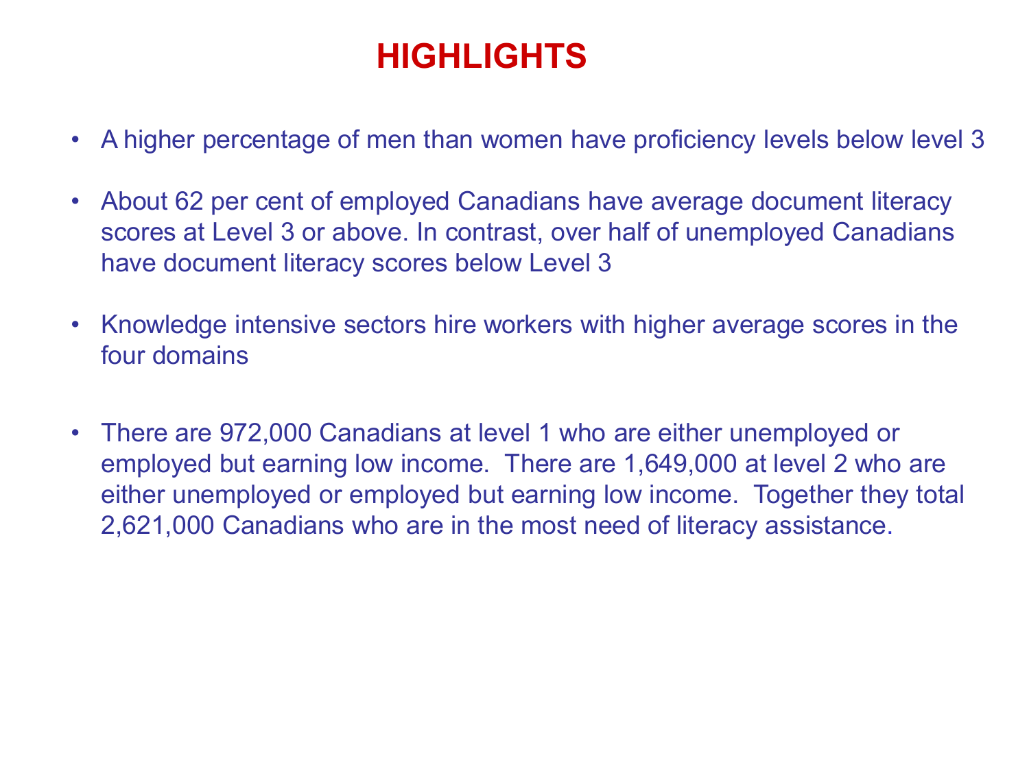# HIGHLIGHTS

- A higher percentage of men than women have proficiency levels below level 3
- About 62 per cent of employed Canadians have average document literacy scores at Level 3 or above. In contrast, over half of unemployed Canadians have document literacy scores below Level 3
- Knowledge intensive sectors hire workers with higher average scores in the four domains
- There are 972,000 Canadians at level 1 who are either unemployed or employed but earning low income. There are 1,649,000 at level 2 who are either unemployed or employed but earning low income. Together they total 2,621,000 Canadians who are in the most need of literacy assistance.